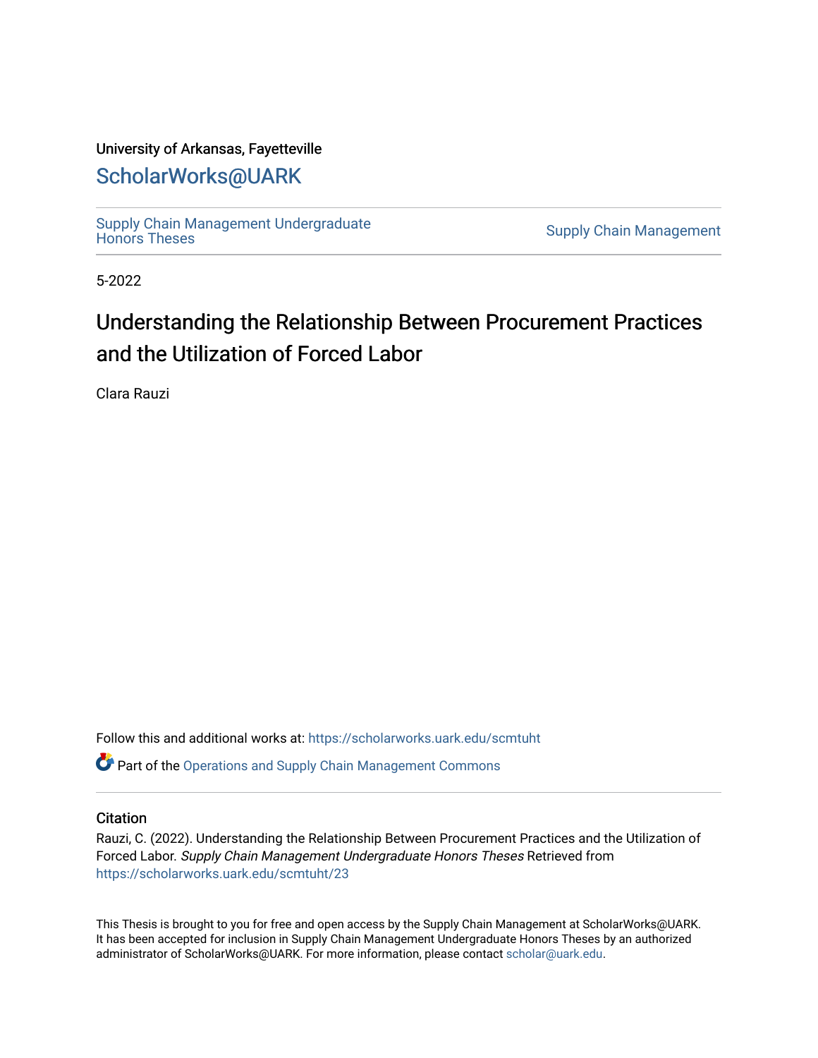University of Arkansas, Fayetteville

ScholarWorks@UARK

Supply Chain Management Undergraduate Honors Theses

Supply Chain Management

5-2022

# Understanding the Relationship Between Procurement Practices and the Utilization of Forced Labor

Clara Rauzi

Follow this and additional works at: https://scholarworks.uark.edu/scmtuht

Part of the Operations and Supply Chain Management Commons

## Citation

Rauzi, C. (2022). Understanding the Relationship Between Procurement Practices and the Utilization of Forced Labor. *Supply Chain Management Undergraduate Honors Theses* Retrieved from https://scholarworks.uark.edu/scmtuht/23

This Thesis is brought to you for free and open access by the Supply Chain Management at ScholarWorks@UARK. It has been accepted for inclusion in Supply Chain Management Undergraduate Honors Theses by an authorized administrator of ScholarWorks@UARK. For more information, please contact scholar@uark.edu.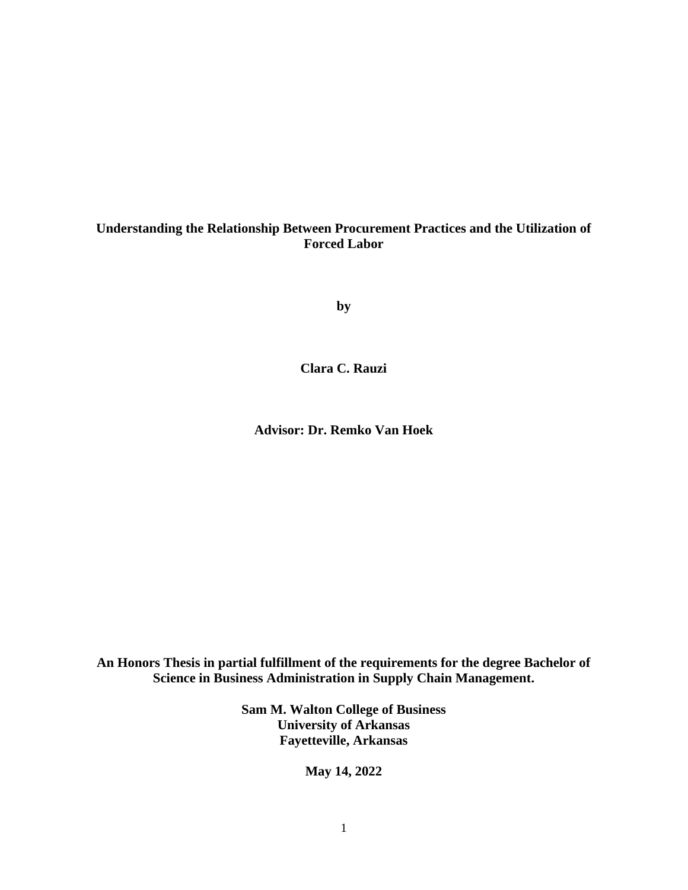**Understanding the Relationship Between Procurement Practices and the Utilization of Forced Labor**

**by**

**Clara C. Rauzi**

**Advisor: Dr. Remko Van Hoek**

**An Honors Thesis in partial fulfillment of the requirements for the degree Bachelor of Science in Business Administration in Supply Chain Management.**

**Sam M. Walton College of Business**
**University of Arkansas**
**Fayetteville, Arkansas**

**May 14, 2022**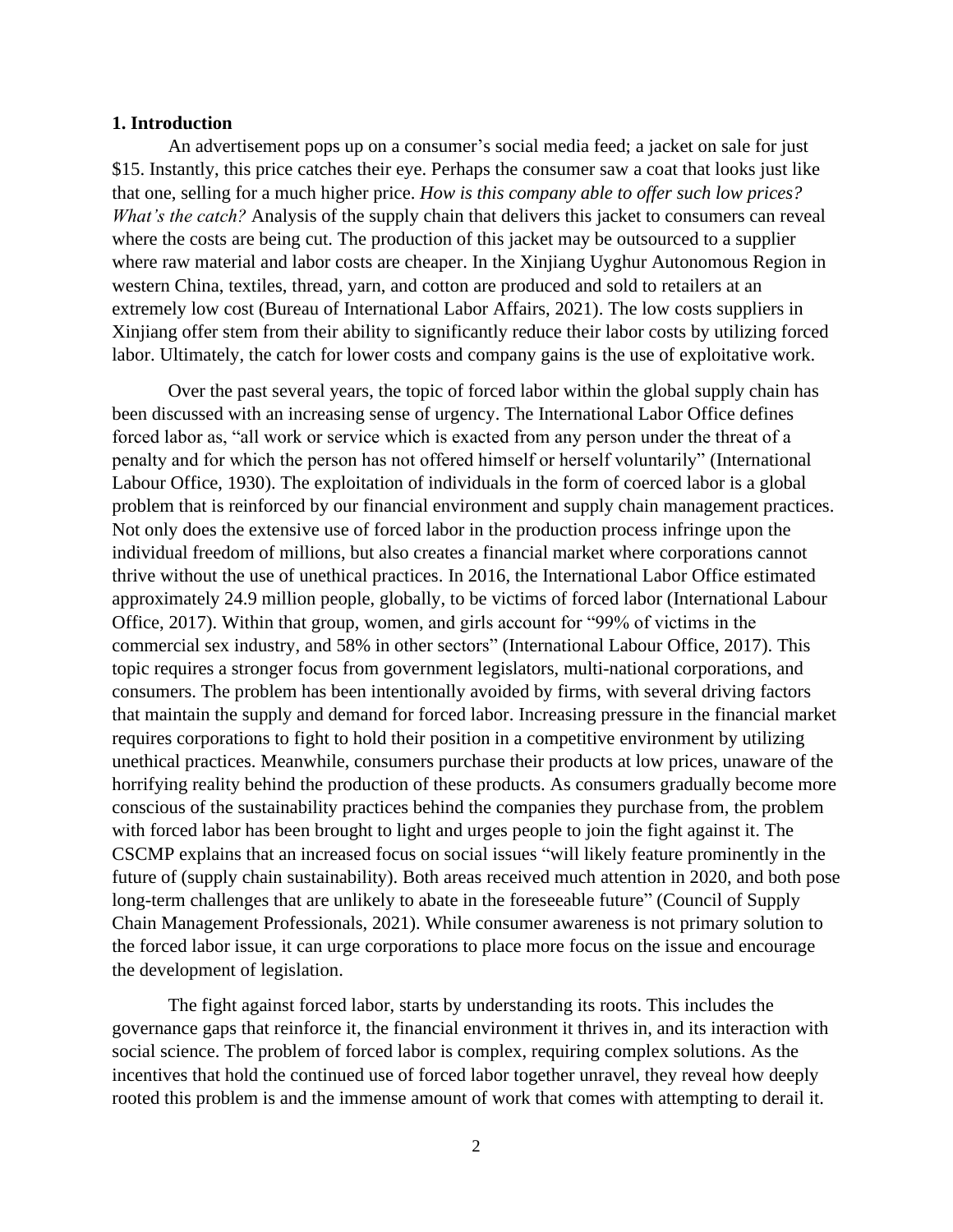## 1. Introduction

An advertisement pops up on a consumer's social media feed; a jacket on sale for just $15. Instantly, this price catches their eye. Perhaps the consumer saw a coat that looks just like that one, selling for a much higher price. *How is this company able to offer such low prices? What's the catch?* Analysis of the supply chain that delivers this jacket to consumers can reveal where the costs are being cut. The production of this jacket may be outsourced to a supplier where raw material and labor costs are cheaper. In the Xinjiang Uyghur Autonomous Region in western China, textiles, thread, yarn, and cotton are produced and sold to retailers at an extremely low cost (Bureau of International Labor Affairs, 2021). The low costs suppliers in Xinjiang offer stem from their ability to significantly reduce their labor costs by utilizing forced labor. Ultimately, the catch for lower costs and company gains is the use of exploitative work.

Over the past several years, the topic of forced labor within the global supply chain has been discussed with an increasing sense of urgency. The International Labor Office defines forced labor as, "all work or service which is exacted from any person under the threat of a penalty and for which the person has not offered himself or herself voluntarily" (International Labour Office, 1930). The exploitation of individuals in the form of coerced labor is a global problem that is reinforced by our financial environment and supply chain management practices. Not only does the extensive use of forced labor in the production process infringe upon the individual freedom of millions, but also creates a financial market where corporations cannot thrive without the use of unethical practices. In 2016, the International Labor Office estimated approximately 24.9 million people, globally, to be victims of forced labor (International Labour Office, 2017). Within that group, women, and girls account for "99% of victims in the commercial sex industry, and 58% in other sectors" (International Labour Office, 2017). This topic requires a stronger focus from government legislators, multi-national corporations, and consumers. The problem has been intentionally avoided by firms, with several driving factors that maintain the supply and demand for forced labor. Increasing pressure in the financial market requires corporations to fight to hold their position in a competitive environment by utilizing unethical practices. Meanwhile, consumers purchase their products at low prices, unaware of the horrifying reality behind the production of these products. As consumers gradually become more conscious of the sustainability practices behind the companies they purchase from, the problem with forced labor has been brought to light and urges people to join the fight against it. The CSCMP explains that an increased focus on social issues "will likely feature prominently in the future of (supply chain sustainability). Both areas received much attention in 2020, and both pose long-term challenges that are unlikely to abate in the foreseeable future" (Council of Supply Chain Management Professionals, 2021). While consumer awareness is not primary solution to the forced labor issue, it can urge corporations to place more focus on the issue and encourage the development of legislation.

The fight against forced labor, starts by understanding its roots. This includes the governance gaps that reinforce it, the financial environment it thrives in, and its interaction with social science. The problem of forced labor is complex, requiring complex solutions. As the incentives that hold the continued use of forced labor together unravel, they reveal how deeply rooted this problem is and the immense amount of work that comes with attempting to derail it.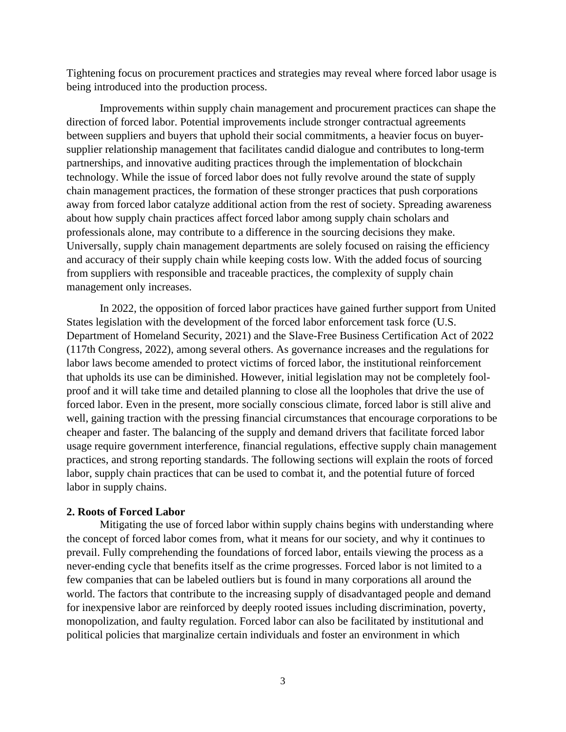Tightening focus on procurement practices and strategies may reveal where forced labor usage is being introduced into the production process.

Improvements within supply chain management and procurement practices can shape the direction of forced labor. Potential improvements include stronger contractual agreements between suppliers and buyers that uphold their social commitments, a heavier focus on buyer-supplier relationship management that facilitates candid dialogue and contributes to long-term partnerships, and innovative auditing practices through the implementation of blockchain technology. While the issue of forced labor does not fully revolve around the state of supply chain management practices, the formation of these stronger practices that push corporations away from forced labor catalyze additional action from the rest of society. Spreading awareness about how supply chain practices affect forced labor among supply chain scholars and professionals alone, may contribute to a difference in the sourcing decisions they make. Universally, supply chain management departments are solely focused on raising the efficiency and accuracy of their supply chain while keeping costs low. With the added focus of sourcing from suppliers with responsible and traceable practices, the complexity of supply chain management only increases.

In 2022, the opposition of forced labor practices have gained further support from United States legislation with the development of the forced labor enforcement task force (U.S. Department of Homeland Security, 2021) and the Slave-Free Business Certification Act of 2022 (117th Congress, 2022), among several others. As governance increases and the regulations for labor laws become amended to protect victims of forced labor, the institutional reinforcement that upholds its use can be diminished. However, initial legislation may not be completely fool-proof and it will take time and detailed planning to close all the loopholes that drive the use of forced labor. Even in the present, more socially conscious climate, forced labor is still alive and well, gaining traction with the pressing financial circumstances that encourage corporations to be cheaper and faster. The balancing of the supply and demand drivers that facilitate forced labor usage require government interference, financial regulations, effective supply chain management practices, and strong reporting standards. The following sections will explain the roots of forced labor, supply chain practices that can be used to combat it, and the potential future of forced labor in supply chains.

## 2. Roots of Forced Labor

Mitigating the use of forced labor within supply chains begins with understanding where the concept of forced labor comes from, what it means for our society, and why it continues to prevail. Fully comprehending the foundations of forced labor, entails viewing the process as a never-ending cycle that benefits itself as the crime progresses. Forced labor is not limited to a few companies that can be labeled outliers but is found in many corporations all around the world. The factors that contribute to the increasing supply of disadvantaged people and demand for inexpensive labor are reinforced by deeply rooted issues including discrimination, poverty, monopolization, and faulty regulation. Forced labor can also be facilitated by institutional and political policies that marginalize certain individuals and foster an environment in which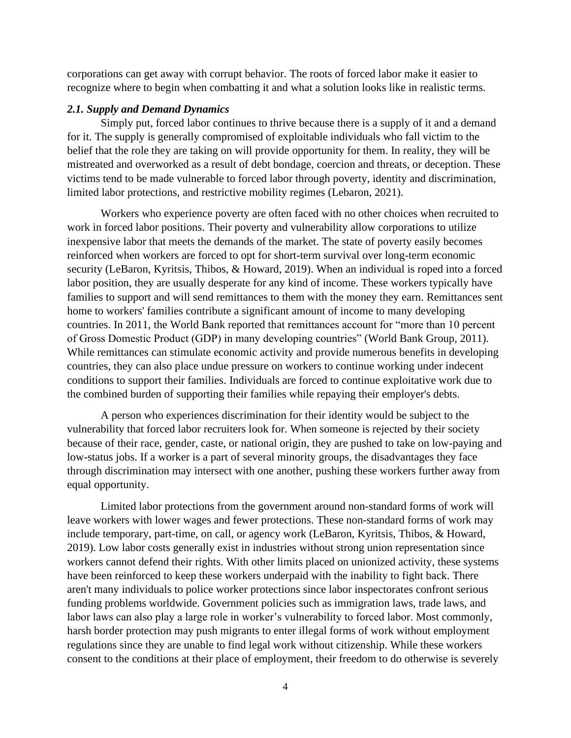corporations can get away with corrupt behavior. The roots of forced labor make it easier to recognize where to begin when combatting it and what a solution looks like in realistic terms.

### *2.1. Supply and Demand Dynamics*

Simply put, forced labor continues to thrive because there is a supply of it and a demand for it. The supply is generally compromised of exploitable individuals who fall victim to the belief that the role they are taking on will provide opportunity for them. In reality, they will be mistreated and overworked as a result of debt bondage, coercion and threats, or deception. These victims tend to be made vulnerable to forced labor through poverty, identity and discrimination, limited labor protections, and restrictive mobility regimes (Lebaron, 2021).

Workers who experience poverty are often faced with no other choices when recruited to work in forced labor positions. Their poverty and vulnerability allow corporations to utilize inexpensive labor that meets the demands of the market. The state of poverty easily becomes reinforced when workers are forced to opt for short-term survival over long-term economic security (LeBaron, Kyritsis, Thibos, & Howard, 2019). When an individual is roped into a forced labor position, they are usually desperate for any kind of income. These workers typically have families to support and will send remittances to them with the money they earn. Remittances sent home to workers' families contribute a significant amount of income to many developing countries. In 2011, the World Bank reported that remittances account for "more than 10 percent of Gross Domestic Product (GDP) in many developing countries" (World Bank Group, 2011). While remittances can stimulate economic activity and provide numerous benefits in developing countries, they can also place undue pressure on workers to continue working under indecent conditions to support their families. Individuals are forced to continue exploitative work due to the combined burden of supporting their families while repaying their employer's debts.

A person who experiences discrimination for their identity would be subject to the vulnerability that forced labor recruiters look for. When someone is rejected by their society because of their race, gender, caste, or national origin, they are pushed to take on low-paying and low-status jobs. If a worker is a part of several minority groups, the disadvantages they face through discrimination may intersect with one another, pushing these workers further away from equal opportunity.

Limited labor protections from the government around non-standard forms of work will leave workers with lower wages and fewer protections. These non-standard forms of work may include temporary, part-time, on call, or agency work (LeBaron, Kyritsis, Thibos, & Howard, 2019). Low labor costs generally exist in industries without strong union representation since workers cannot defend their rights. With other limits placed on unionized activity, these systems have been reinforced to keep these workers underpaid with the inability to fight back. There aren't many individuals to police worker protections since labor inspectorates confront serious funding problems worldwide. Government policies such as immigration laws, trade laws, and labor laws can also play a large role in worker's vulnerability to forced labor. Most commonly, harsh border protection may push migrants to enter illegal forms of work without employment regulations since they are unable to find legal work without citizenship. While these workers consent to the conditions at their place of employment, their freedom to do otherwise is severely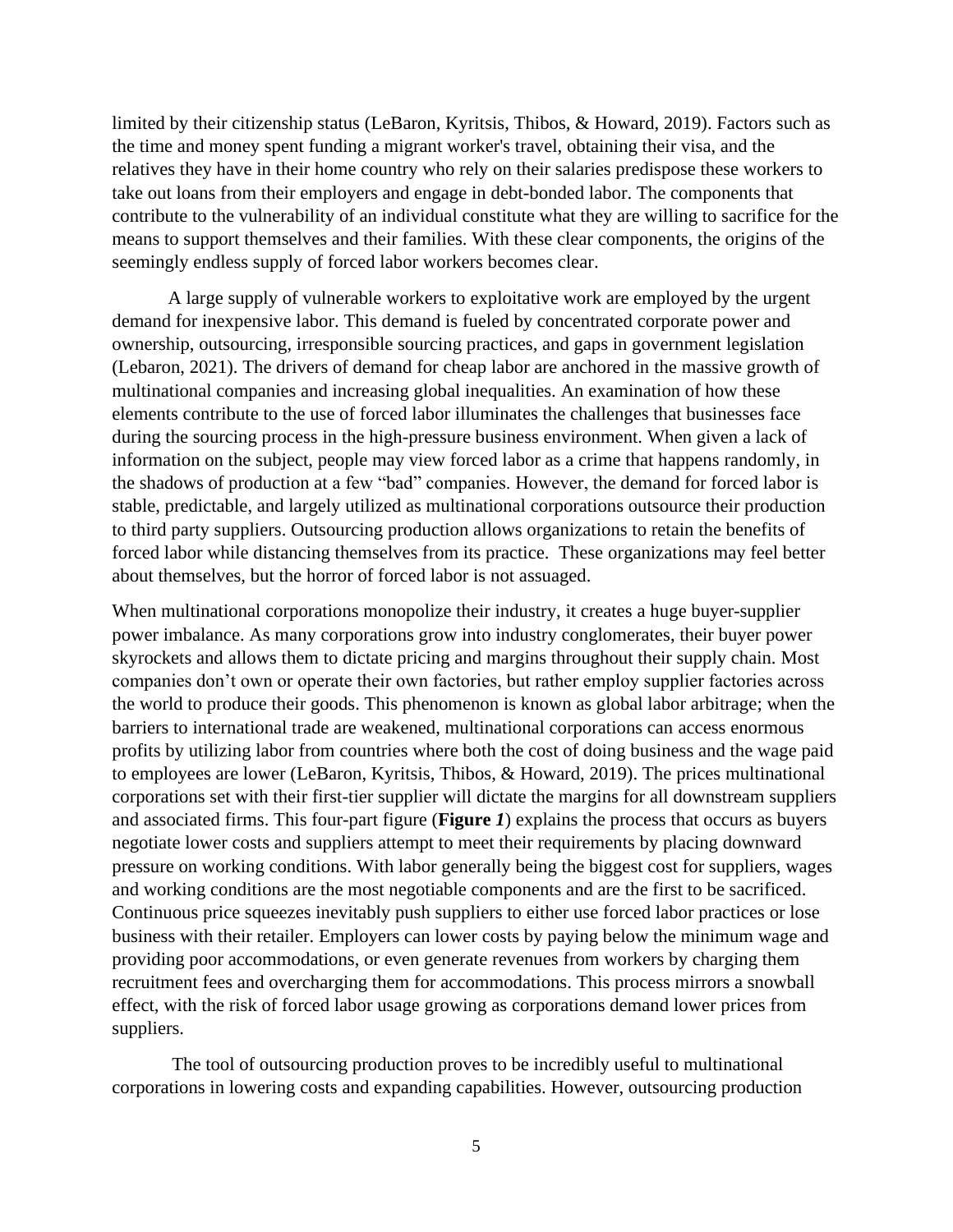limited by their citizenship status (LeBaron, Kyritsis, Thibos, & Howard, 2019). Factors such as the time and money spent funding a migrant worker's travel, obtaining their visa, and the relatives they have in their home country who rely on their salaries predispose these workers to take out loans from their employers and engage in debt-bonded labor. The components that contribute to the vulnerability of an individual constitute what they are willing to sacrifice for the means to support themselves and their families. With these clear components, the origins of the seemingly endless supply of forced labor workers becomes clear.

A large supply of vulnerable workers to exploitative work are employed by the urgent demand for inexpensive labor. This demand is fueled by concentrated corporate power and ownership, outsourcing, irresponsible sourcing practices, and gaps in government legislation (Lebaron, 2021). The drivers of demand for cheap labor are anchored in the massive growth of multinational companies and increasing global inequalities. An examination of how these elements contribute to the use of forced labor illuminates the challenges that businesses face during the sourcing process in the high-pressure business environment. When given a lack of information on the subject, people may view forced labor as a crime that happens randomly, in the shadows of production at a few "bad" companies. However, the demand for forced labor is stable, predictable, and largely utilized as multinational corporations outsource their production to third party suppliers. Outsourcing production allows organizations to retain the benefits of forced labor while distancing themselves from its practice. These organizations may feel better about themselves, but the horror of forced labor is not assuaged.

When multinational corporations monopolize their industry, it creates a huge buyer-supplier power imbalance. As many corporations grow into industry conglomerates, their buyer power skyrockets and allows them to dictate pricing and margins throughout their supply chain. Most companies don't own or operate their own factories, but rather employ supplier factories across the world to produce their goods. This phenomenon is known as global labor arbitrage; when the barriers to international trade are weakened, multinational corporations can access enormous profits by utilizing labor from countries where both the cost of doing business and the wage paid to employees are lower (LeBaron, Kyritsis, Thibos, & Howard, 2019). The prices multinational corporations set with their first-tier supplier will dictate the margins for all downstream suppliers and associated firms. This four-part figure (**Figure *1***) explains the process that occurs as buyers negotiate lower costs and suppliers attempt to meet their requirements by placing downward pressure on working conditions. With labor generally being the biggest cost for suppliers, wages and working conditions are the most negotiable components and are the first to be sacrificed. Continuous price squeezes inevitably push suppliers to either use forced labor practices or lose business with their retailer. Employers can lower costs by paying below the minimum wage and providing poor accommodations, or even generate revenues from workers by charging them recruitment fees and overcharging them for accommodations. This process mirrors a snowball effect, with the risk of forced labor usage growing as corporations demand lower prices from suppliers.

The tool of outsourcing production proves to be incredibly useful to multinational corporations in lowering costs and expanding capabilities. However, outsourcing production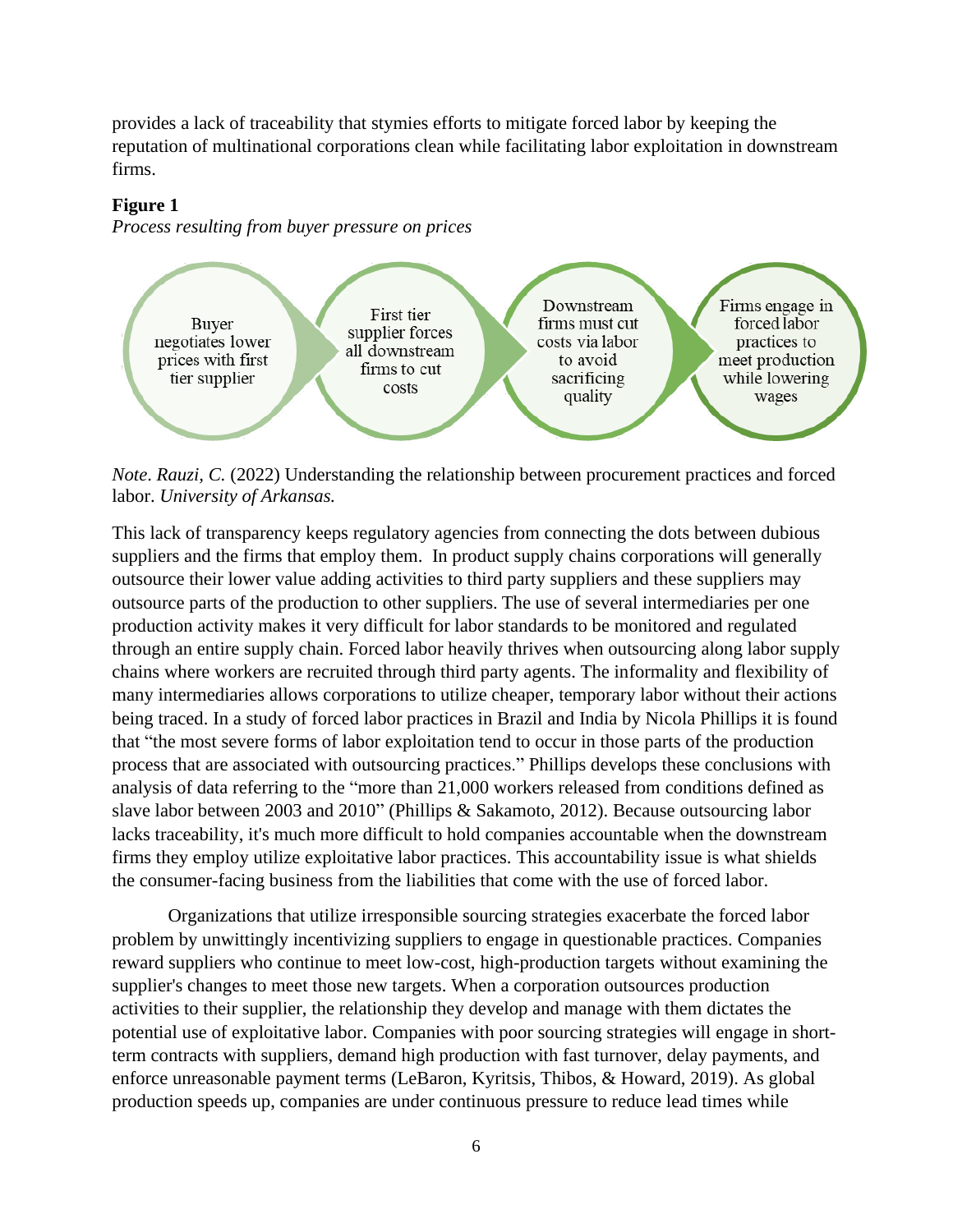provides a lack of traceability that stymies efforts to mitigate forced labor by keeping the reputation of multinational corporations clean while facilitating labor exploitation in downstream firms.

**Figure 1**

*Process resulting from buyer pressure on prices*

Buyer negotiates lower prices with first tier supplier → First tier supplier forces all downstream firms to cut costs → Downstream firms must cut costs via labor to avoid sacrificing quality → Firms engage in forced labor practices to meet production while lowering wages

*Note*. *Rauzi, C.* (2022) Understanding the relationship between procurement practices and forced labor. *University of Arkansas.*

This lack of transparency keeps regulatory agencies from connecting the dots between dubious suppliers and the firms that employ them. In product supply chains corporations will generally outsource their lower value adding activities to third party suppliers and these suppliers may outsource parts of the production to other suppliers. The use of several intermediaries per one production activity makes it very difficult for labor standards to be monitored and regulated through an entire supply chain. Forced labor heavily thrives when outsourcing along labor supply chains where workers are recruited through third party agents. The informality and flexibility of many intermediaries allows corporations to utilize cheaper, temporary labor without their actions being traced. In a study of forced labor practices in Brazil and India by Nicola Phillips it is found that "the most severe forms of labor exploitation tend to occur in those parts of the production process that are associated with outsourcing practices." Phillips develops these conclusions with analysis of data referring to the "more than 21,000 workers released from conditions defined as slave labor between 2003 and 2010" (Phillips & Sakamoto, 2012). Because outsourcing labor lacks traceability, it's much more difficult to hold companies accountable when the downstream firms they employ utilize exploitative labor practices. This accountability issue is what shields the consumer-facing business from the liabilities that come with the use of forced labor.

Organizations that utilize irresponsible sourcing strategies exacerbate the forced labor problem by unwittingly incentivizing suppliers to engage in questionable practices. Companies reward suppliers who continue to meet low-cost, high-production targets without examining the supplier's changes to meet those new targets. When a corporation outsources production activities to their supplier, the relationship they develop and manage with them dictates the potential use of exploitative labor. Companies with poor sourcing strategies will engage in short-term contracts with suppliers, demand high production with fast turnover, delay payments, and enforce unreasonable payment terms (LeBaron, Kyritsis, Thibos, & Howard, 2019). As global production speeds up, companies are under continuous pressure to reduce lead times while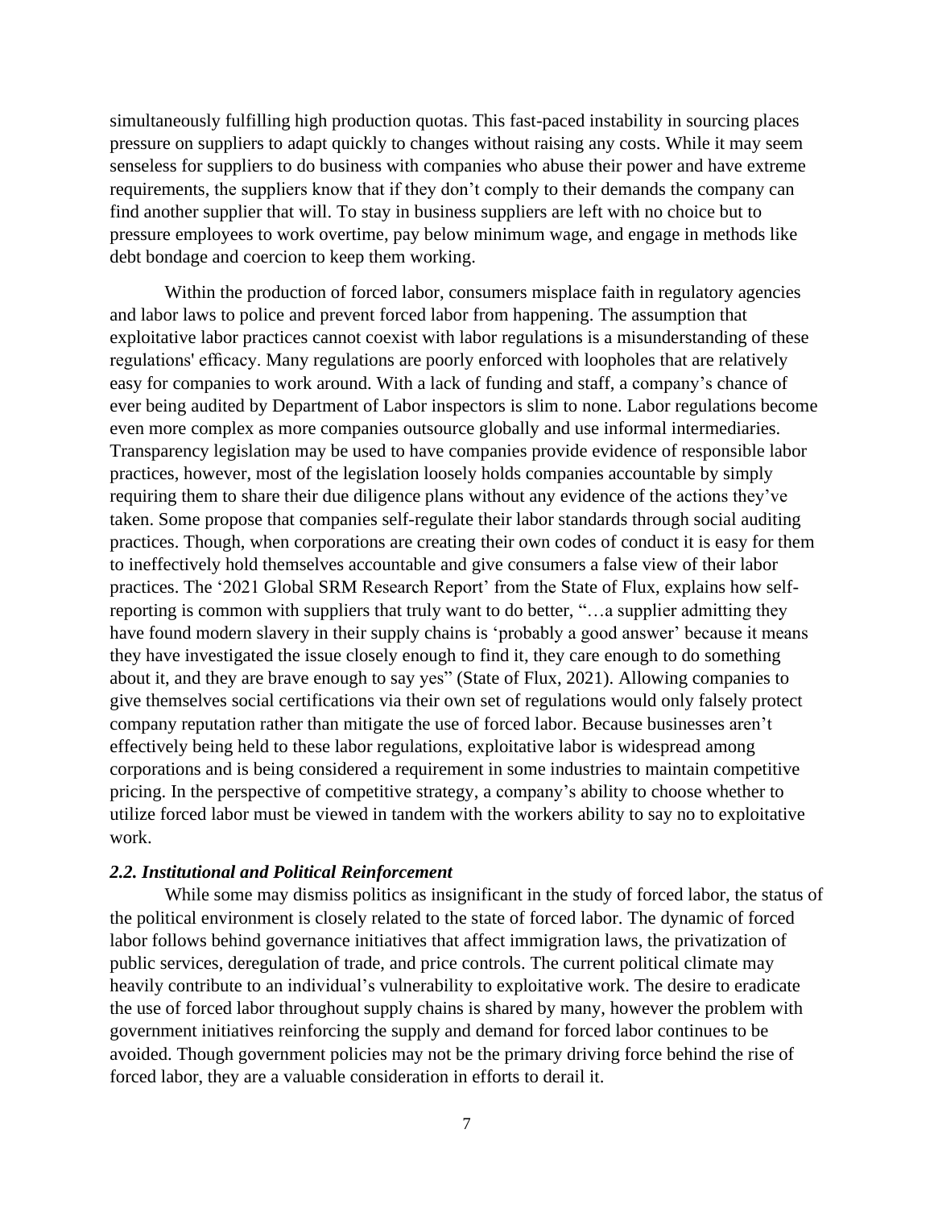simultaneously fulfilling high production quotas. This fast-paced instability in sourcing places pressure on suppliers to adapt quickly to changes without raising any costs. While it may seem senseless for suppliers to do business with companies who abuse their power and have extreme requirements, the suppliers know that if they don't comply to their demands the company can find another supplier that will. To stay in business suppliers are left with no choice but to pressure employees to work overtime, pay below minimum wage, and engage in methods like debt bondage and coercion to keep them working.

Within the production of forced labor, consumers misplace faith in regulatory agencies and labor laws to police and prevent forced labor from happening. The assumption that exploitative labor practices cannot coexist with labor regulations is a misunderstanding of these regulations' efficacy. Many regulations are poorly enforced with loopholes that are relatively easy for companies to work around. With a lack of funding and staff, a company's chance of ever being audited by Department of Labor inspectors is slim to none. Labor regulations become even more complex as more companies outsource globally and use informal intermediaries. Transparency legislation may be used to have companies provide evidence of responsible labor practices, however, most of the legislation loosely holds companies accountable by simply requiring them to share their due diligence plans without any evidence of the actions they've taken. Some propose that companies self-regulate their labor standards through social auditing practices. Though, when corporations are creating their own codes of conduct it is easy for them to ineffectively hold themselves accountable and give consumers a false view of their labor practices. The '2021 Global SRM Research Report' from the State of Flux, explains how self-reporting is common with suppliers that truly want to do better, "…a supplier admitting they have found modern slavery in their supply chains is 'probably a good answer' because it means they have investigated the issue closely enough to find it, they care enough to do something about it, and they are brave enough to say yes" (State of Flux, 2021). Allowing companies to give themselves social certifications via their own set of regulations would only falsely protect company reputation rather than mitigate the use of forced labor. Because businesses aren't effectively being held to these labor regulations, exploitative labor is widespread among corporations and is being considered a requirement in some industries to maintain competitive pricing. In the perspective of competitive strategy, a company's ability to choose whether to utilize forced labor must be viewed in tandem with the workers ability to say no to exploitative work.

### *2.2. Institutional and Political Reinforcement*

While some may dismiss politics as insignificant in the study of forced labor, the status of the political environment is closely related to the state of forced labor. The dynamic of forced labor follows behind governance initiatives that affect immigration laws, the privatization of public services, deregulation of trade, and price controls. The current political climate may heavily contribute to an individual's vulnerability to exploitative work. The desire to eradicate the use of forced labor throughout supply chains is shared by many, however the problem with government initiatives reinforcing the supply and demand for forced labor continues to be avoided. Though government policies may not be the primary driving force behind the rise of forced labor, they are a valuable consideration in efforts to derail it.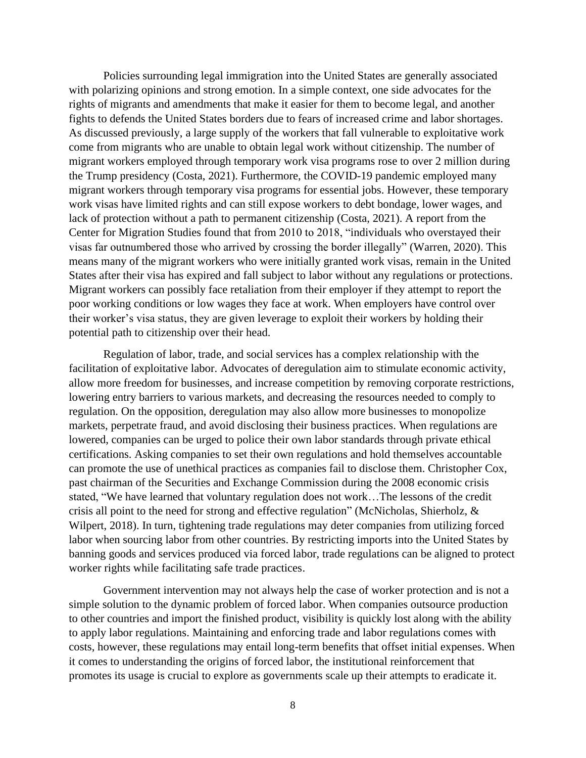Policies surrounding legal immigration into the United States are generally associated with polarizing opinions and strong emotion. In a simple context, one side advocates for the rights of migrants and amendments that make it easier for them to become legal, and another fights to defends the United States borders due to fears of increased crime and labor shortages. As discussed previously, a large supply of the workers that fall vulnerable to exploitative work come from migrants who are unable to obtain legal work without citizenship. The number of migrant workers employed through temporary work visa programs rose to over 2 million during the Trump presidency (Costa, 2021). Furthermore, the COVID-19 pandemic employed many migrant workers through temporary visa programs for essential jobs. However, these temporary work visas have limited rights and can still expose workers to debt bondage, lower wages, and lack of protection without a path to permanent citizenship (Costa, 2021). A report from the Center for Migration Studies found that from 2010 to 2018, "individuals who overstayed their visas far outnumbered those who arrived by crossing the border illegally" (Warren, 2020). This means many of the migrant workers who were initially granted work visas, remain in the United States after their visa has expired and fall subject to labor without any regulations or protections. Migrant workers can possibly face retaliation from their employer if they attempt to report the poor working conditions or low wages they face at work. When employers have control over their worker's visa status, they are given leverage to exploit their workers by holding their potential path to citizenship over their head.

Regulation of labor, trade, and social services has a complex relationship with the facilitation of exploitative labor. Advocates of deregulation aim to stimulate economic activity, allow more freedom for businesses, and increase competition by removing corporate restrictions, lowering entry barriers to various markets, and decreasing the resources needed to comply to regulation. On the opposition, deregulation may also allow more businesses to monopolize markets, perpetrate fraud, and avoid disclosing their business practices. When regulations are lowered, companies can be urged to police their own labor standards through private ethical certifications. Asking companies to set their own regulations and hold themselves accountable can promote the use of unethical practices as companies fail to disclose them. Christopher Cox, past chairman of the Securities and Exchange Commission during the 2008 economic crisis stated, "We have learned that voluntary regulation does not work…The lessons of the credit crisis all point to the need for strong and effective regulation" (McNicholas, Shierholz, & Wilpert, 2018). In turn, tightening trade regulations may deter companies from utilizing forced labor when sourcing labor from other countries. By restricting imports into the United States by banning goods and services produced via forced labor, trade regulations can be aligned to protect worker rights while facilitating safe trade practices.

Government intervention may not always help the case of worker protection and is not a simple solution to the dynamic problem of forced labor. When companies outsource production to other countries and import the finished product, visibility is quickly lost along with the ability to apply labor regulations. Maintaining and enforcing trade and labor regulations comes with costs, however, these regulations may entail long-term benefits that offset initial expenses. When it comes to understanding the origins of forced labor, the institutional reinforcement that promotes its usage is crucial to explore as governments scale up their attempts to eradicate it.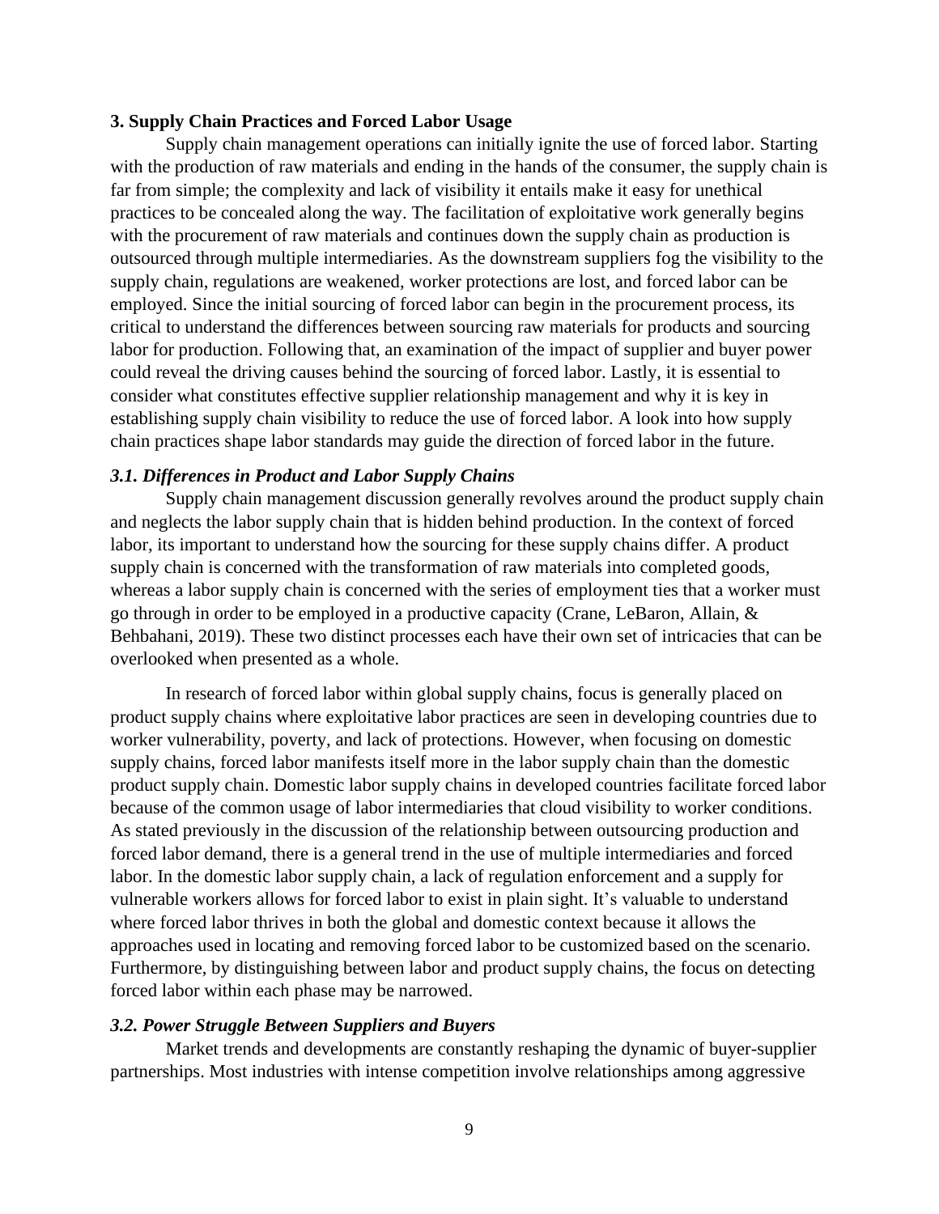## 3. Supply Chain Practices and Forced Labor Usage

Supply chain management operations can initially ignite the use of forced labor. Starting with the production of raw materials and ending in the hands of the consumer, the supply chain is far from simple; the complexity and lack of visibility it entails make it easy for unethical practices to be concealed along the way. The facilitation of exploitative work generally begins with the procurement of raw materials and continues down the supply chain as production is outsourced through multiple intermediaries. As the downstream suppliers fog the visibility to the supply chain, regulations are weakened, worker protections are lost, and forced labor can be employed. Since the initial sourcing of forced labor can begin in the procurement process, its critical to understand the differences between sourcing raw materials for products and sourcing labor for production. Following that, an examination of the impact of supplier and buyer power could reveal the driving causes behind the sourcing of forced labor. Lastly, it is essential to consider what constitutes effective supplier relationship management and why it is key in establishing supply chain visibility to reduce the use of forced labor. A look into how supply chain practices shape labor standards may guide the direction of forced labor in the future.

### *3.1. Differences in Product and Labor Supply Chains*

Supply chain management discussion generally revolves around the product supply chain and neglects the labor supply chain that is hidden behind production. In the context of forced labor, its important to understand how the sourcing for these supply chains differ. A product supply chain is concerned with the transformation of raw materials into completed goods, whereas a labor supply chain is concerned with the series of employment ties that a worker must go through in order to be employed in a productive capacity (Crane, LeBaron, Allain, & Behbahani, 2019). These two distinct processes each have their own set of intricacies that can be overlooked when presented as a whole.

In research of forced labor within global supply chains, focus is generally placed on product supply chains where exploitative labor practices are seen in developing countries due to worker vulnerability, poverty, and lack of protections. However, when focusing on domestic supply chains, forced labor manifests itself more in the labor supply chain than the domestic product supply chain. Domestic labor supply chains in developed countries facilitate forced labor because of the common usage of labor intermediaries that cloud visibility to worker conditions. As stated previously in the discussion of the relationship between outsourcing production and forced labor demand, there is a general trend in the use of multiple intermediaries and forced labor. In the domestic labor supply chain, a lack of regulation enforcement and a supply for vulnerable workers allows for forced labor to exist in plain sight. It's valuable to understand where forced labor thrives in both the global and domestic context because it allows the approaches used in locating and removing forced labor to be customized based on the scenario. Furthermore, by distinguishing between labor and product supply chains, the focus on detecting forced labor within each phase may be narrowed.

### *3.2. Power Struggle Between Suppliers and Buyers*

Market trends and developments are constantly reshaping the dynamic of buyer-supplier partnerships. Most industries with intense competition involve relationships among aggressive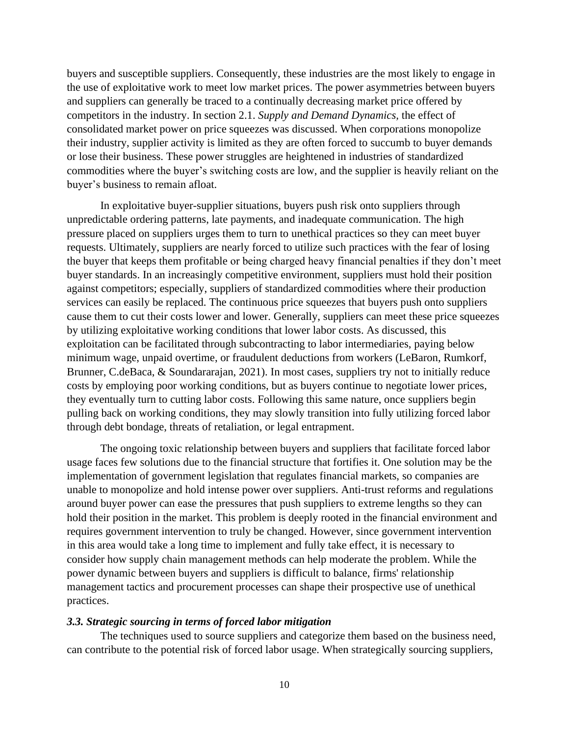buyers and susceptible suppliers. Consequently, these industries are the most likely to engage in the use of exploitative work to meet low market prices. The power asymmetries between buyers and suppliers can generally be traced to a continually decreasing market price offered by competitors in the industry. In section 2.1. *Supply and Demand Dynamics*, the effect of consolidated market power on price squeezes was discussed. When corporations monopolize their industry, supplier activity is limited as they are often forced to succumb to buyer demands or lose their business. These power struggles are heightened in industries of standardized commodities where the buyer's switching costs are low, and the supplier is heavily reliant on the buyer's business to remain afloat.

In exploitative buyer-supplier situations, buyers push risk onto suppliers through unpredictable ordering patterns, late payments, and inadequate communication. The high pressure placed on suppliers urges them to turn to unethical practices so they can meet buyer requests. Ultimately, suppliers are nearly forced to utilize such practices with the fear of losing the buyer that keeps them profitable or being charged heavy financial penalties if they don't meet buyer standards. In an increasingly competitive environment, suppliers must hold their position against competitors; especially, suppliers of standardized commodities where their production services can easily be replaced. The continuous price squeezes that buyers push onto suppliers cause them to cut their costs lower and lower. Generally, suppliers can meet these price squeezes by utilizing exploitative working conditions that lower labor costs. As discussed, this exploitation can be facilitated through subcontracting to labor intermediaries, paying below minimum wage, unpaid overtime, or fraudulent deductions from workers (LeBaron, Rumkorf, Brunner, C.deBaca, & Soundararajan, 2021). In most cases, suppliers try not to initially reduce costs by employing poor working conditions, but as buyers continue to negotiate lower prices, they eventually turn to cutting labor costs. Following this same nature, once suppliers begin pulling back on working conditions, they may slowly transition into fully utilizing forced labor through debt bondage, threats of retaliation, or legal entrapment.

The ongoing toxic relationship between buyers and suppliers that facilitate forced labor usage faces few solutions due to the financial structure that fortifies it. One solution may be the implementation of government legislation that regulates financial markets, so companies are unable to monopolize and hold intense power over suppliers. Anti-trust reforms and regulations around buyer power can ease the pressures that push suppliers to extreme lengths so they can hold their position in the market. This problem is deeply rooted in the financial environment and requires government intervention to truly be changed. However, since government intervention in this area would take a long time to implement and fully take effect, it is necessary to consider how supply chain management methods can help moderate the problem. While the power dynamic between buyers and suppliers is difficult to balance, firms' relationship management tactics and procurement processes can shape their prospective use of unethical practices.

### *3.3. Strategic sourcing in terms of forced labor mitigation*

The techniques used to source suppliers and categorize them based on the business need, can contribute to the potential risk of forced labor usage. When strategically sourcing suppliers,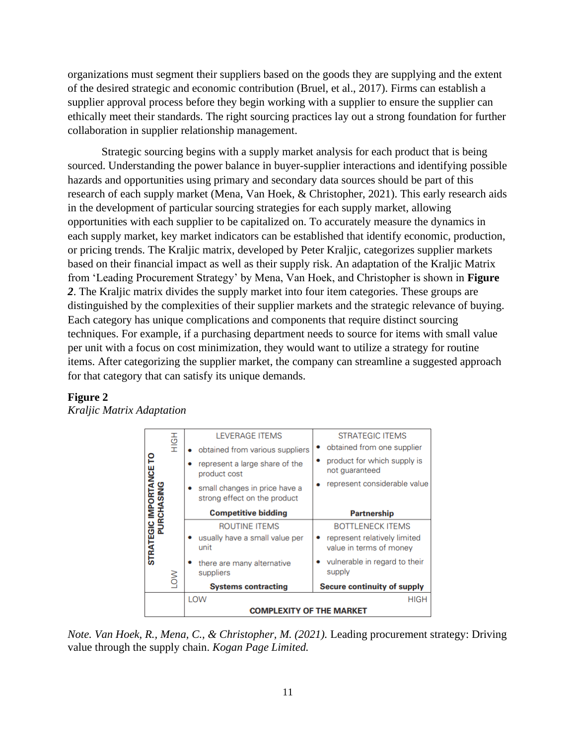organizations must segment their suppliers based on the goods they are supplying and the extent of the desired strategic and economic contribution (Bruel, et al., 2017). Firms can establish a supplier approval process before they begin working with a supplier to ensure the supplier can ethically meet their standards. The right sourcing practices lay out a strong foundation for further collaboration in supplier relationship management.

Strategic sourcing begins with a supply market analysis for each product that is being sourced. Understanding the power balance in buyer-supplier interactions and identifying possible hazards and opportunities using primary and secondary data sources should be part of this research of each supply market (Mena, Van Hoek, & Christopher, 2021). This early research aids in the development of particular sourcing strategies for each supply market, allowing opportunities with each supplier to be capitalized on. To accurately measure the dynamics in each supply market, key market indicators can be established that identify economic, production, or pricing trends. The Kraljic matrix, developed by Peter Kraljic, categorizes supplier markets based on their financial impact as well as their supply risk. An adaptation of the Kraljic Matrix from 'Leading Procurement Strategy' by Mena, Van Hoek, and Christopher is shown in ***Figure 2***. The Kraljic matrix divides the supply market into four item categories. These groups are distinguished by the complexities of their supplier markets and the strategic relevance of buying. Each category has unique complications and components that require distinct sourcing techniques. For example, if a purchasing department needs to source for items with small value per unit with a focus on cost minimization, they would want to utilize a strategy for routine items. After categorizing the supplier market, the company can streamline a suggested approach for that category that can satisfy its unique demands.

**Figure 2**

*Kraljic Matrix Adaptation*

| STRATEGIC IMPORTANCE TO PURCHASING | Complexity of the market: LOW | Complexity of the market: HIGH |
|---|---|---|
| HIGH | LEVERAGE ITEMS<br>• obtained from various suppliers<br>• represent a large share of the product cost<br>• small changes in price have a strong effect on the product<br>**Competitive bidding** | STRATEGIC ITEMS<br>• obtained from one supplier<br>• product for which supply is not guaranteed<br>• represent considerable value<br>**Partnership** |
| LOW | ROUTINE ITEMS<br>• usually have a small value per unit<br>• there are many alternative suppliers<br>**Systems contracting** | BOTTLENECK ITEMS<br>• represent relatively limited value in terms of money<br>• vulnerable in regard to their supply<br>**Secure continuity of supply** |
| | LOW | HIGH |
| | **COMPLEXITY OF THE MARKET** | |

*Note. Van Hoek, R., Mena, C., & Christopher, M. (2021).* Leading procurement strategy: Driving value through the supply chain. *Kogan Page Limited.*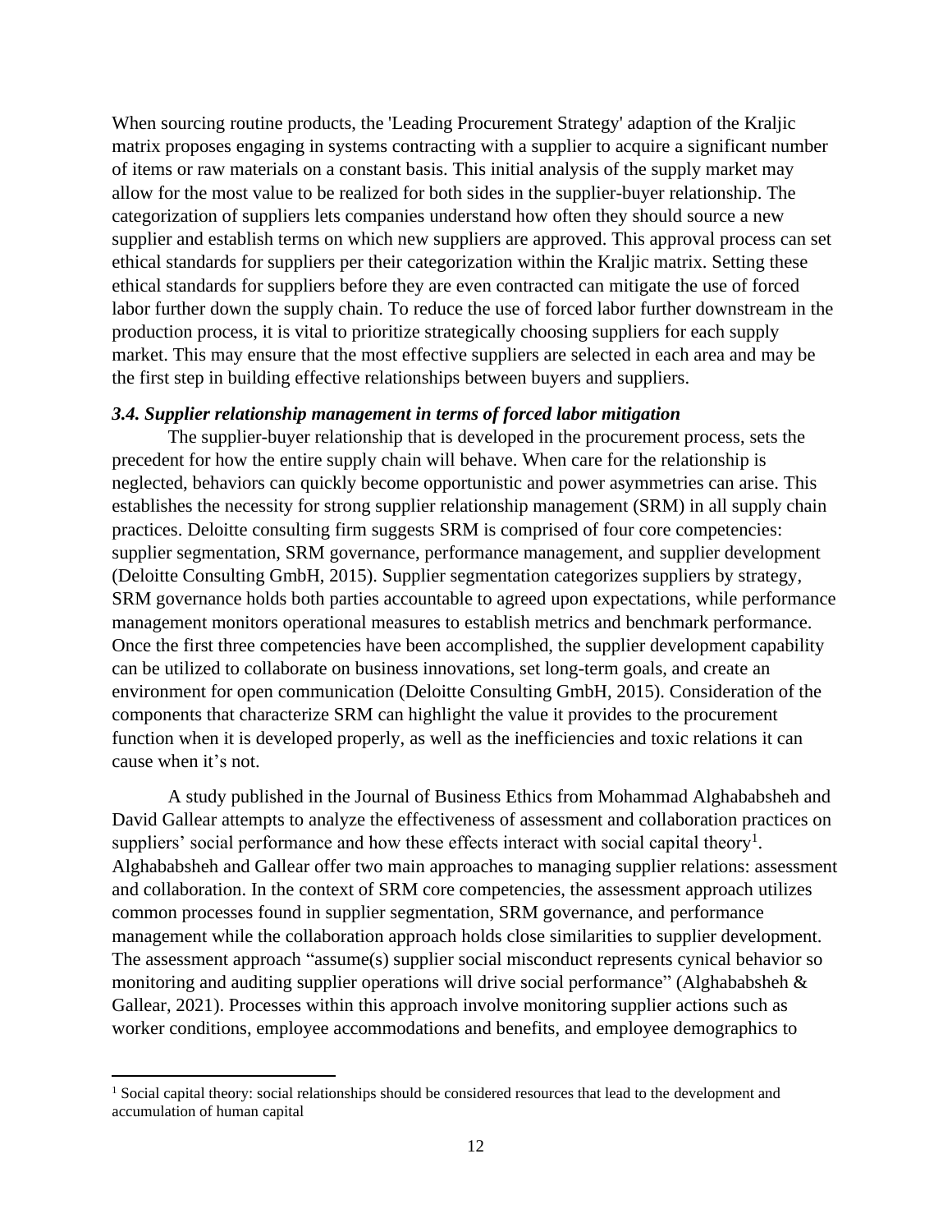When sourcing routine products, the 'Leading Procurement Strategy' adaption of the Kraljic matrix proposes engaging in systems contracting with a supplier to acquire a significant number of items or raw materials on a constant basis. This initial analysis of the supply market may allow for the most value to be realized for both sides in the supplier-buyer relationship. The categorization of suppliers lets companies understand how often they should source a new supplier and establish terms on which new suppliers are approved. This approval process can set ethical standards for suppliers per their categorization within the Kraljic matrix. Setting these ethical standards for suppliers before they are even contracted can mitigate the use of forced labor further down the supply chain. To reduce the use of forced labor further downstream in the production process, it is vital to prioritize strategically choosing suppliers for each supply market. This may ensure that the most effective suppliers are selected in each area and may be the first step in building effective relationships between buyers and suppliers.

### *3.4. Supplier relationship management in terms of forced labor mitigation*

The supplier-buyer relationship that is developed in the procurement process, sets the precedent for how the entire supply chain will behave. When care for the relationship is neglected, behaviors can quickly become opportunistic and power asymmetries can arise. This establishes the necessity for strong supplier relationship management (SRM) in all supply chain practices. Deloitte consulting firm suggests SRM is comprised of four core competencies: supplier segmentation, SRM governance, performance management, and supplier development (Deloitte Consulting GmbH, 2015). Supplier segmentation categorizes suppliers by strategy, SRM governance holds both parties accountable to agreed upon expectations, while performance management monitors operational measures to establish metrics and benchmark performance. Once the first three competencies have been accomplished, the supplier development capability can be utilized to collaborate on business innovations, set long-term goals, and create an environment for open communication (Deloitte Consulting GmbH, 2015). Consideration of the components that characterize SRM can highlight the value it provides to the procurement function when it is developed properly, as well as the inefficiencies and toxic relations it can cause when it's not.

A study published in the Journal of Business Ethics from Mohammad Alghababsheh and David Gallear attempts to analyze the effectiveness of assessment and collaboration practices on suppliers' social performance and how these effects interact with social capital theory[1]. Alghababsheh and Gallear offer two main approaches to managing supplier relations: assessment and collaboration. In the context of SRM core competencies, the assessment approach utilizes common processes found in supplier segmentation, SRM governance, and performance management while the collaboration approach holds close similarities to supplier development. The assessment approach "assume(s) supplier social misconduct represents cynical behavior so monitoring and auditing supplier operations will drive social performance" (Alghababsheh & Gallear, 2021). Processes within this approach involve monitoring supplier actions such as worker conditions, employee accommodations and benefits, and employee demographics to

[1] Social capital theory: social relationships should be considered resources that lead to the development and accumulation of human capital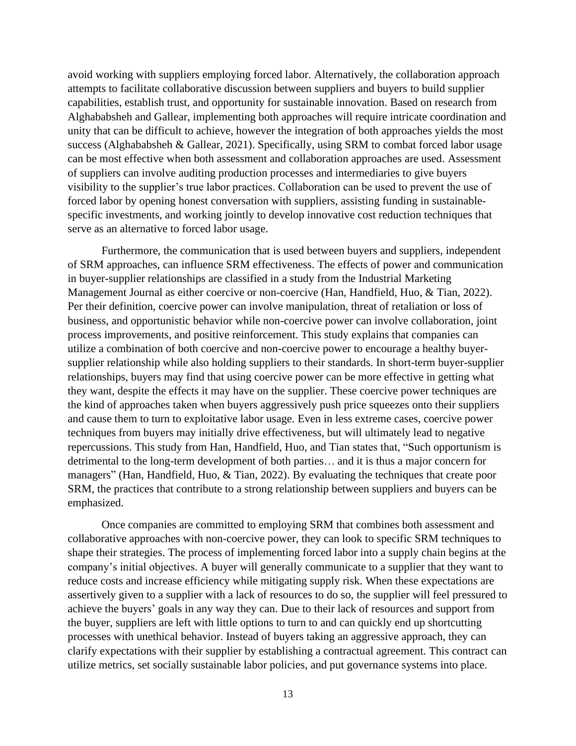avoid working with suppliers employing forced labor. Alternatively, the collaboration approach attempts to facilitate collaborative discussion between suppliers and buyers to build supplier capabilities, establish trust, and opportunity for sustainable innovation. Based on research from Alghababsheh and Gallear, implementing both approaches will require intricate coordination and unity that can be difficult to achieve, however the integration of both approaches yields the most success (Alghababsheh & Gallear, 2021). Specifically, using SRM to combat forced labor usage can be most effective when both assessment and collaboration approaches are used. Assessment of suppliers can involve auditing production processes and intermediaries to give buyers visibility to the supplier's true labor practices. Collaboration can be used to prevent the use of forced labor by opening honest conversation with suppliers, assisting funding in sustainable-specific investments, and working jointly to develop innovative cost reduction techniques that serve as an alternative to forced labor usage.

Furthermore, the communication that is used between buyers and suppliers, independent of SRM approaches, can influence SRM effectiveness. The effects of power and communication in buyer-supplier relationships are classified in a study from the Industrial Marketing Management Journal as either coercive or non-coercive (Han, Handfield, Huo, & Tian, 2022). Per their definition, coercive power can involve manipulation, threat of retaliation or loss of business, and opportunistic behavior while non-coercive power can involve collaboration, joint process improvements, and positive reinforcement. This study explains that companies can utilize a combination of both coercive and non-coercive power to encourage a healthy buyer-supplier relationship while also holding suppliers to their standards. In short-term buyer-supplier relationships, buyers may find that using coercive power can be more effective in getting what they want, despite the effects it may have on the supplier. These coercive power techniques are the kind of approaches taken when buyers aggressively push price squeezes onto their suppliers and cause them to turn to exploitative labor usage. Even in less extreme cases, coercive power techniques from buyers may initially drive effectiveness, but will ultimately lead to negative repercussions. This study from Han, Handfield, Huo, and Tian states that, "Such opportunism is detrimental to the long-term development of both parties… and it is thus a major concern for managers" (Han, Handfield, Huo, & Tian, 2022). By evaluating the techniques that create poor SRM, the practices that contribute to a strong relationship between suppliers and buyers can be emphasized.

Once companies are committed to employing SRM that combines both assessment and collaborative approaches with non-coercive power, they can look to specific SRM techniques to shape their strategies. The process of implementing forced labor into a supply chain begins at the company's initial objectives. A buyer will generally communicate to a supplier that they want to reduce costs and increase efficiency while mitigating supply risk. When these expectations are assertively given to a supplier with a lack of resources to do so, the supplier will feel pressured to achieve the buyers' goals in any way they can. Due to their lack of resources and support from the buyer, suppliers are left with little options to turn to and can quickly end up shortcutting processes with unethical behavior. Instead of buyers taking an aggressive approach, they can clarify expectations with their supplier by establishing a contractual agreement. This contract can utilize metrics, set socially sustainable labor policies, and put governance systems into place.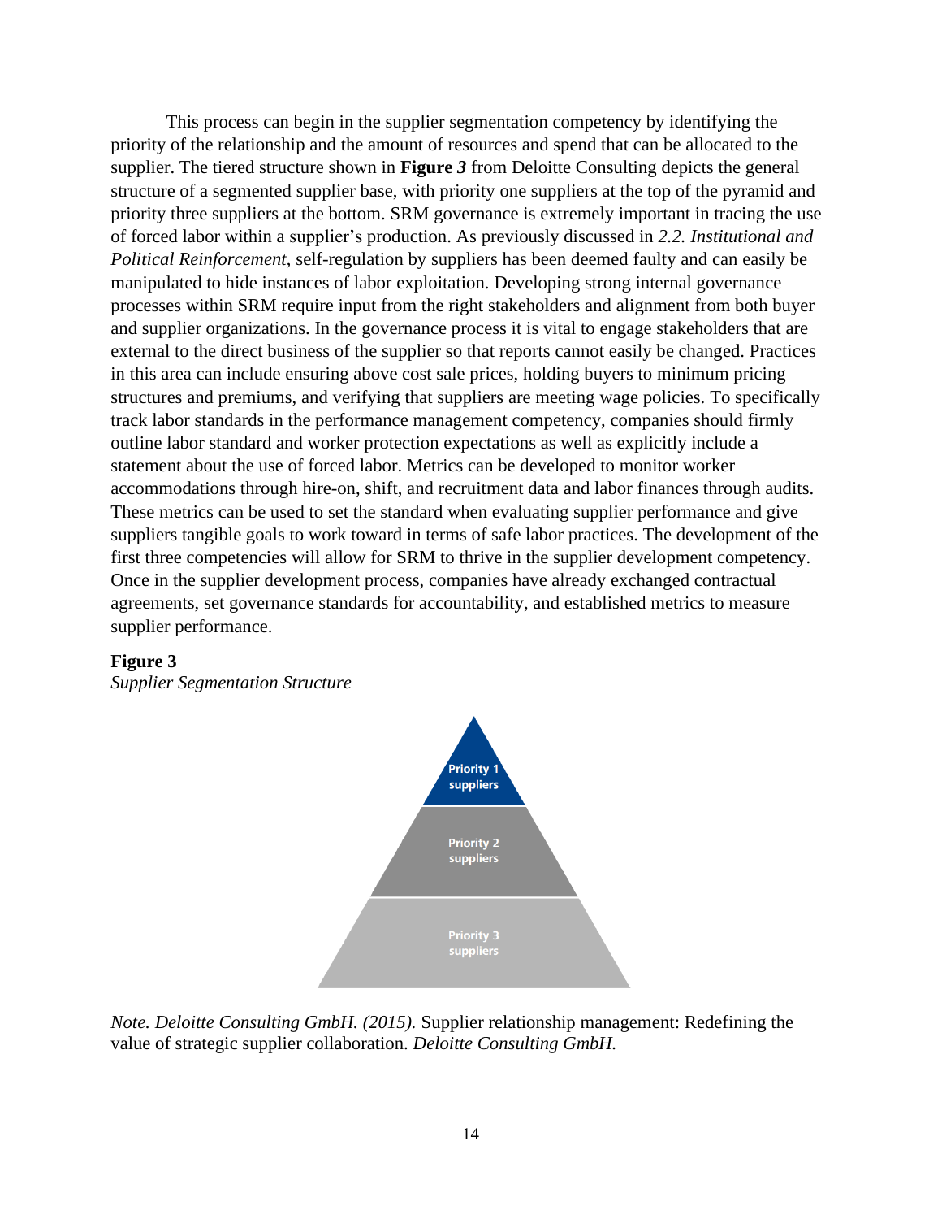This process can begin in the supplier segmentation competency by identifying the priority of the relationship and the amount of resources and spend that can be allocated to the supplier. The tiered structure shown in **Figure *3*** from Deloitte Consulting depicts the general structure of a segmented supplier base, with priority one suppliers at the top of the pyramid and priority three suppliers at the bottom. SRM governance is extremely important in tracing the use of forced labor within a supplier's production. As previously discussed in *2.2. Institutional and Political Reinforcement*, self-regulation by suppliers has been deemed faulty and can easily be manipulated to hide instances of labor exploitation. Developing strong internal governance processes within SRM require input from the right stakeholders and alignment from both buyer and supplier organizations. In the governance process it is vital to engage stakeholders that are external to the direct business of the supplier so that reports cannot easily be changed. Practices in this area can include ensuring above cost sale prices, holding buyers to minimum pricing structures and premiums, and verifying that suppliers are meeting wage policies. To specifically track labor standards in the performance management competency, companies should firmly outline labor standard and worker protection expectations as well as explicitly include a statement about the use of forced labor. Metrics can be developed to monitor worker accommodations through hire-on, shift, and recruitment data and labor finances through audits. These metrics can be used to set the standard when evaluating supplier performance and give suppliers tangible goals to work toward in terms of safe labor practices. The development of the first three competencies will allow for SRM to thrive in the supplier development competency. Once in the supplier development process, companies have already exchanged contractual agreements, set governance standards for accountability, and established metrics to measure supplier performance.

**Figure 3**

*Supplier Segmentation Structure*

Priority 1 suppliers

Priority 2 suppliers

Priority 3 suppliers

*Note. Deloitte Consulting GmbH. (2015).* Supplier relationship management: Redefining the value of strategic supplier collaboration. *Deloitte Consulting GmbH.*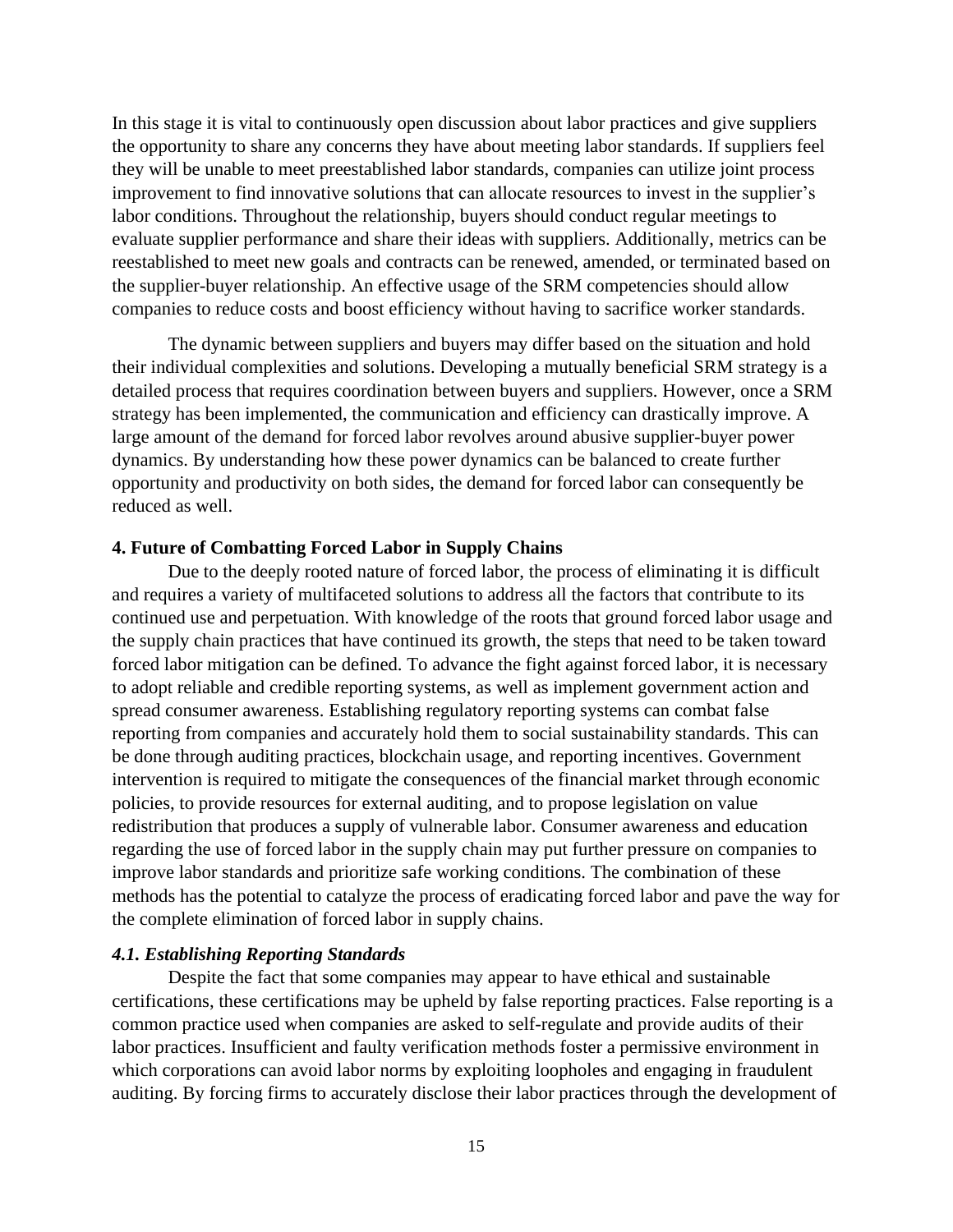In this stage it is vital to continuously open discussion about labor practices and give suppliers the opportunity to share any concerns they have about meeting labor standards. If suppliers feel they will be unable to meet preestablished labor standards, companies can utilize joint process improvement to find innovative solutions that can allocate resources to invest in the supplier's labor conditions. Throughout the relationship, buyers should conduct regular meetings to evaluate supplier performance and share their ideas with suppliers. Additionally, metrics can be reestablished to meet new goals and contracts can be renewed, amended, or terminated based on the supplier-buyer relationship. An effective usage of the SRM competencies should allow companies to reduce costs and boost efficiency without having to sacrifice worker standards.

The dynamic between suppliers and buyers may differ based on the situation and hold their individual complexities and solutions. Developing a mutually beneficial SRM strategy is a detailed process that requires coordination between buyers and suppliers. However, once a SRM strategy has been implemented, the communication and efficiency can drastically improve. A large amount of the demand for forced labor revolves around abusive supplier-buyer power dynamics. By understanding how these power dynamics can be balanced to create further opportunity and productivity on both sides, the demand for forced labor can consequently be reduced as well.

## 4. Future of Combatting Forced Labor in Supply Chains

Due to the deeply rooted nature of forced labor, the process of eliminating it is difficult and requires a variety of multifaceted solutions to address all the factors that contribute to its continued use and perpetuation. With knowledge of the roots that ground forced labor usage and the supply chain practices that have continued its growth, the steps that need to be taken toward forced labor mitigation can be defined. To advance the fight against forced labor, it is necessary to adopt reliable and credible reporting systems, as well as implement government action and spread consumer awareness. Establishing regulatory reporting systems can combat false reporting from companies and accurately hold them to social sustainability standards. This can be done through auditing practices, blockchain usage, and reporting incentives. Government intervention is required to mitigate the consequences of the financial market through economic policies, to provide resources for external auditing, and to propose legislation on value redistribution that produces a supply of vulnerable labor. Consumer awareness and education regarding the use of forced labor in the supply chain may put further pressure on companies to improve labor standards and prioritize safe working conditions. The combination of these methods has the potential to catalyze the process of eradicating forced labor and pave the way for the complete elimination of forced labor in supply chains.

### *4.1. Establishing Reporting Standards*

Despite the fact that some companies may appear to have ethical and sustainable certifications, these certifications may be upheld by false reporting practices. False reporting is a common practice used when companies are asked to self-regulate and provide audits of their labor practices. Insufficient and faulty verification methods foster a permissive environment in which corporations can avoid labor norms by exploiting loopholes and engaging in fraudulent auditing. By forcing firms to accurately disclose their labor practices through the development of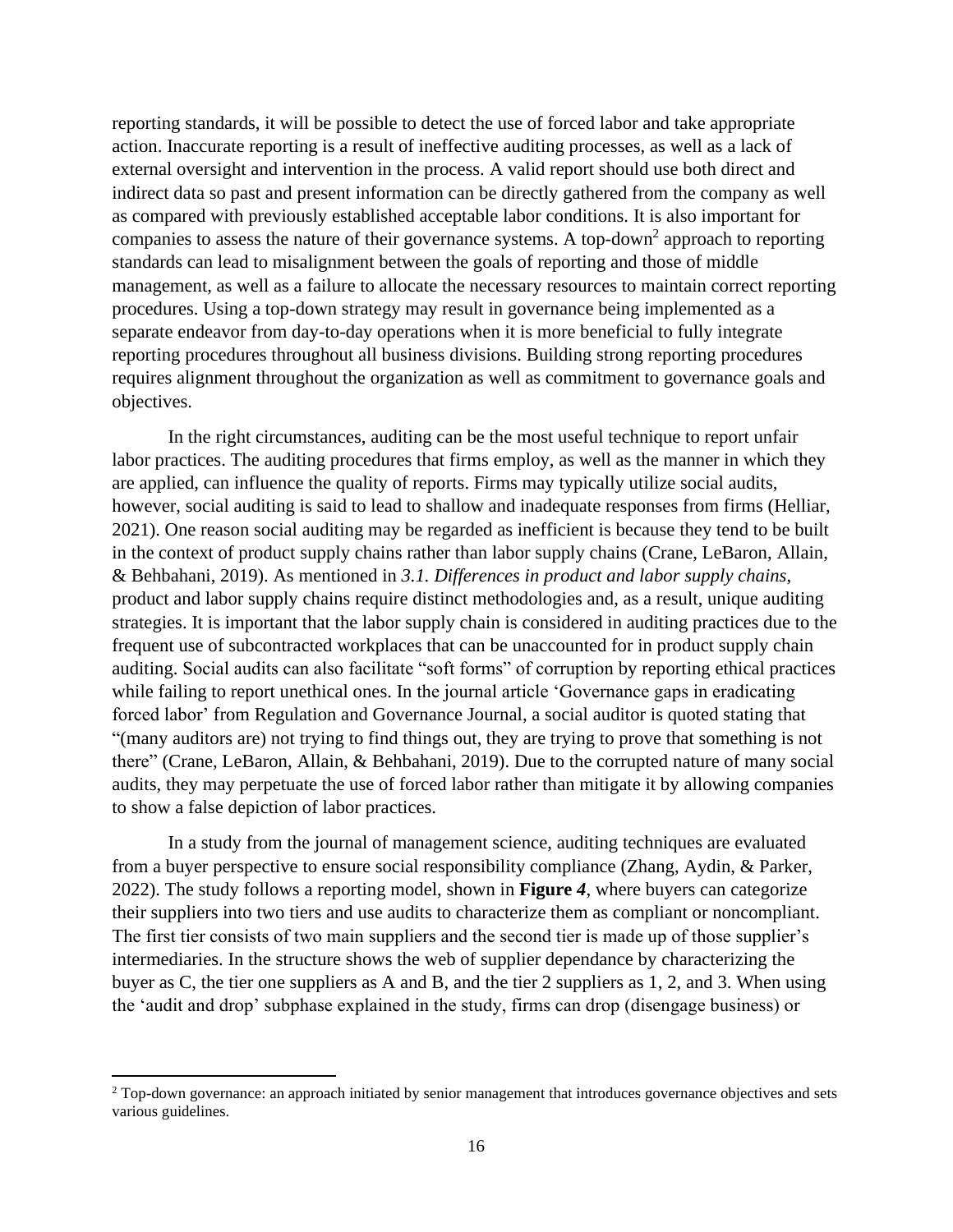reporting standards, it will be possible to detect the use of forced labor and take appropriate action. Inaccurate reporting is a result of ineffective auditing processes, as well as a lack of external oversight and intervention in the process. A valid report should use both direct and indirect data so past and present information can be directly gathered from the company as well as compared with previously established acceptable labor conditions. It is also important for companies to assess the nature of their governance systems. A top-down[2] approach to reporting standards can lead to misalignment between the goals of reporting and those of middle management, as well as a failure to allocate the necessary resources to maintain correct reporting procedures. Using a top-down strategy may result in governance being implemented as a separate endeavor from day-to-day operations when it is more beneficial to fully integrate reporting procedures throughout all business divisions. Building strong reporting procedures requires alignment throughout the organization as well as commitment to governance goals and objectives.

In the right circumstances, auditing can be the most useful technique to report unfair labor practices. The auditing procedures that firms employ, as well as the manner in which they are applied, can influence the quality of reports. Firms may typically utilize social audits, however, social auditing is said to lead to shallow and inadequate responses from firms (Helliar, 2021). One reason social auditing may be regarded as inefficient is because they tend to be built in the context of product supply chains rather than labor supply chains (Crane, LeBaron, Allain, & Behbahani, 2019). As mentioned in *3.1. Differences in product and labor supply chains*, product and labor supply chains require distinct methodologies and, as a result, unique auditing strategies. It is important that the labor supply chain is considered in auditing practices due to the frequent use of subcontracted workplaces that can be unaccounted for in product supply chain auditing. Social audits can also facilitate "soft forms" of corruption by reporting ethical practices while failing to report unethical ones. In the journal article 'Governance gaps in eradicating forced labor' from Regulation and Governance Journal, a social auditor is quoted stating that "(many auditors are) not trying to find things out, they are trying to prove that something is not there" (Crane, LeBaron, Allain, & Behbahani, 2019). Due to the corrupted nature of many social audits, they may perpetuate the use of forced labor rather than mitigate it by allowing companies to show a false depiction of labor practices.

In a study from the journal of management science, auditing techniques are evaluated from a buyer perspective to ensure social responsibility compliance (Zhang, Aydin, & Parker, 2022). The study follows a reporting model, shown in **Figure *4***, where buyers can categorize their suppliers into two tiers and use audits to characterize them as compliant or noncompliant. The first tier consists of two main suppliers and the second tier is made up of those supplier's intermediaries. In the structure shows the web of supplier dependance by characterizing the buyer as C, the tier one suppliers as A and B, and the tier 2 suppliers as 1, 2, and 3. When using the 'audit and drop' subphase explained in the study, firms can drop (disengage business) or

[2] Top-down governance: an approach initiated by senior management that introduces governance objectives and sets various guidelines.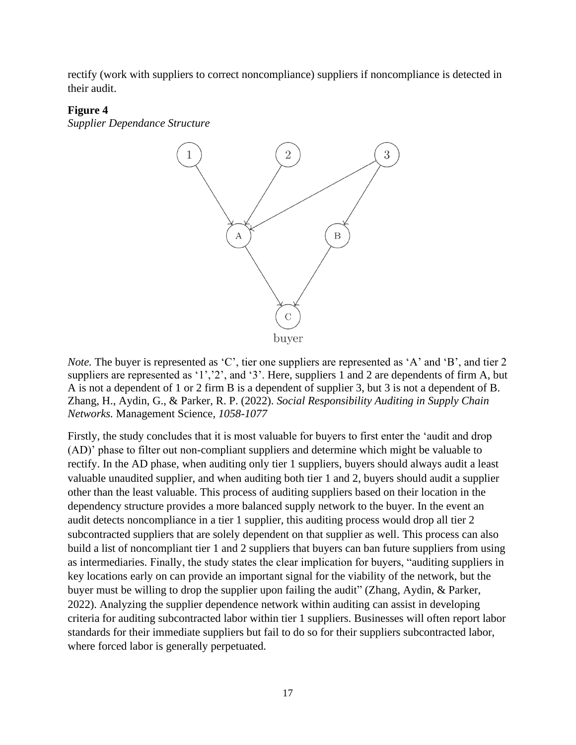rectify (work with suppliers to correct noncompliance) suppliers if noncompliance is detected in their audit.

**Figure 4**

*Supplier Dependance Structure*

*Note.* The buyer is represented as 'C', tier one suppliers are represented as 'A' and 'B', and tier 2 suppliers are represented as '1','2', and '3'. Here, suppliers 1 and 2 are dependents of firm A, but A is not a dependent of 1 or 2 firm B is a dependent of supplier 3, but 3 is not a dependent of B. Zhang, H., Aydin, G., & Parker, R. P. (2022). *Social Responsibility Auditing in Supply Chain Networks.* Management Science*, 1058-1077*

Firstly, the study concludes that it is most valuable for buyers to first enter the 'audit and drop (AD)' phase to filter out non-compliant suppliers and determine which might be valuable to rectify. In the AD phase, when auditing only tier 1 suppliers, buyers should always audit a least valuable unaudited supplier, and when auditing both tier 1 and 2, buyers should audit a supplier other than the least valuable. This process of auditing suppliers based on their location in the dependency structure provides a more balanced supply network to the buyer. In the event an audit detects noncompliance in a tier 1 supplier, this auditing process would drop all tier 2 subcontracted suppliers that are solely dependent on that supplier as well. This process can also build a list of noncompliant tier 1 and 2 suppliers that buyers can ban future suppliers from using as intermediaries. Finally, the study states the clear implication for buyers, "auditing suppliers in key locations early on can provide an important signal for the viability of the network, but the buyer must be willing to drop the supplier upon failing the audit" (Zhang, Aydin, & Parker, 2022). Analyzing the supplier dependence network within auditing can assist in developing criteria for auditing subcontracted labor within tier 1 suppliers. Businesses will often report labor standards for their immediate suppliers but fail to do so for their suppliers subcontracted labor, where forced labor is generally perpetuated.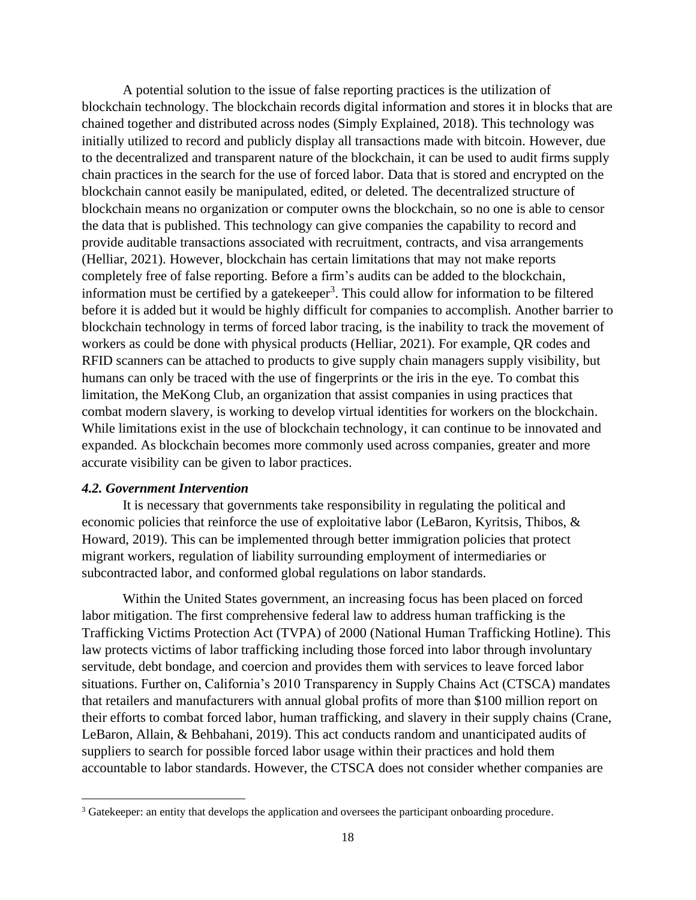A potential solution to the issue of false reporting practices is the utilization of blockchain technology. The blockchain records digital information and stores it in blocks that are chained together and distributed across nodes (Simply Explained, 2018). This technology was initially utilized to record and publicly display all transactions made with bitcoin. However, due to the decentralized and transparent nature of the blockchain, it can be used to audit firms supply chain practices in the search for the use of forced labor. Data that is stored and encrypted on the blockchain cannot easily be manipulated, edited, or deleted. The decentralized structure of blockchain means no organization or computer owns the blockchain, so no one is able to censor the data that is published. This technology can give companies the capability to record and provide auditable transactions associated with recruitment, contracts, and visa arrangements (Helliar, 2021). However, blockchain has certain limitations that may not make reports completely free of false reporting. Before a firm's audits can be added to the blockchain, information must be certified by a gatekeeper[3]. This could allow for information to be filtered before it is added but it would be highly difficult for companies to accomplish. Another barrier to blockchain technology in terms of forced labor tracing, is the inability to track the movement of workers as could be done with physical products (Helliar, 2021). For example, QR codes and RFID scanners can be attached to products to give supply chain managers supply visibility, but humans can only be traced with the use of fingerprints or the iris in the eye. To combat this limitation, the MeKong Club, an organization that assist companies in using practices that combat modern slavery, is working to develop virtual identities for workers on the blockchain. While limitations exist in the use of blockchain technology, it can continue to be innovated and expanded. As blockchain becomes more commonly used across companies, greater and more accurate visibility can be given to labor practices.

### *4.2. Government Intervention*

It is necessary that governments take responsibility in regulating the political and economic policies that reinforce the use of exploitative labor (LeBaron, Kyritsis, Thibos, & Howard, 2019). This can be implemented through better immigration policies that protect migrant workers, regulation of liability surrounding employment of intermediaries or subcontracted labor, and conformed global regulations on labor standards.

Within the United States government, an increasing focus has been placed on forced labor mitigation. The first comprehensive federal law to address human trafficking is the Trafficking Victims Protection Act (TVPA) of 2000 (National Human Trafficking Hotline). This law protects victims of labor trafficking including those forced into labor through involuntary servitude, debt bondage, and coercion and provides them with services to leave forced labor situations. Further on, California's 2010 Transparency in Supply Chains Act (CTSCA) mandates that retailers and manufacturers with annual global profits of more than $100 million report on their efforts to combat forced labor, human trafficking, and slavery in their supply chains (Crane, LeBaron, Allain, & Behbahani, 2019). This act conducts random and unanticipated audits of suppliers to search for possible forced labor usage within their practices and hold them accountable to labor standards. However, the CTSCA does not consider whether companies are

[3] Gatekeeper: an entity that develops the application and oversees the participant onboarding procedure.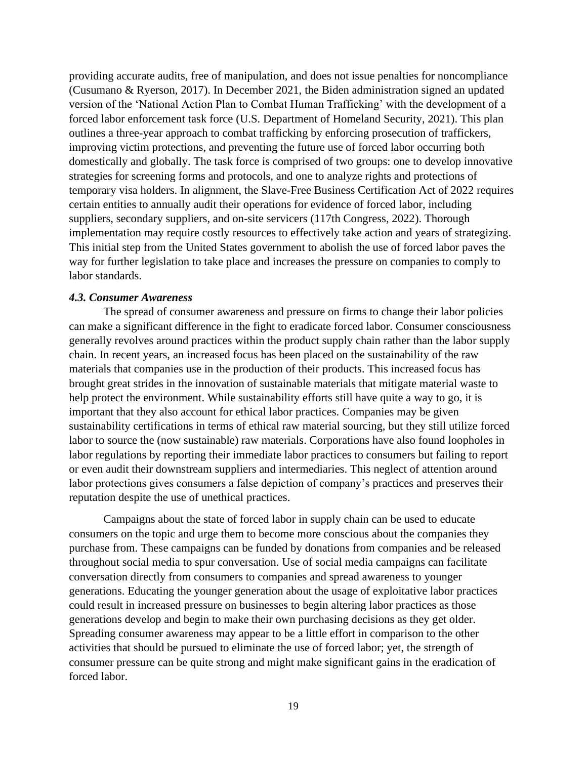providing accurate audits, free of manipulation, and does not issue penalties for noncompliance (Cusumano & Ryerson, 2017). In December 2021, the Biden administration signed an updated version of the 'National Action Plan to Combat Human Trafficking' with the development of a forced labor enforcement task force (U.S. Department of Homeland Security, 2021). This plan outlines a three-year approach to combat trafficking by enforcing prosecution of traffickers, improving victim protections, and preventing the future use of forced labor occurring both domestically and globally. The task force is comprised of two groups: one to develop innovative strategies for screening forms and protocols, and one to analyze rights and protections of temporary visa holders. In alignment, the Slave-Free Business Certification Act of 2022 requires certain entities to annually audit their operations for evidence of forced labor, including suppliers, secondary suppliers, and on-site servicers (117th Congress, 2022). Thorough implementation may require costly resources to effectively take action and years of strategizing. This initial step from the United States government to abolish the use of forced labor paves the way for further legislation to take place and increases the pressure on companies to comply to labor standards.

### *4.3. Consumer Awareness*

The spread of consumer awareness and pressure on firms to change their labor policies can make a significant difference in the fight to eradicate forced labor. Consumer consciousness generally revolves around practices within the product supply chain rather than the labor supply chain. In recent years, an increased focus has been placed on the sustainability of the raw materials that companies use in the production of their products. This increased focus has brought great strides in the innovation of sustainable materials that mitigate material waste to help protect the environment. While sustainability efforts still have quite a way to go, it is important that they also account for ethical labor practices. Companies may be given sustainability certifications in terms of ethical raw material sourcing, but they still utilize forced labor to source the (now sustainable) raw materials. Corporations have also found loopholes in labor regulations by reporting their immediate labor practices to consumers but failing to report or even audit their downstream suppliers and intermediaries. This neglect of attention around labor protections gives consumers a false depiction of company's practices and preserves their reputation despite the use of unethical practices.

Campaigns about the state of forced labor in supply chain can be used to educate consumers on the topic and urge them to become more conscious about the companies they purchase from. These campaigns can be funded by donations from companies and be released throughout social media to spur conversation. Use of social media campaigns can facilitate conversation directly from consumers to companies and spread awareness to younger generations. Educating the younger generation about the usage of exploitative labor practices could result in increased pressure on businesses to begin altering labor practices as those generations develop and begin to make their own purchasing decisions as they get older. Spreading consumer awareness may appear to be a little effort in comparison to the other activities that should be pursued to eliminate the use of forced labor; yet, the strength of consumer pressure can be quite strong and might make significant gains in the eradication of forced labor.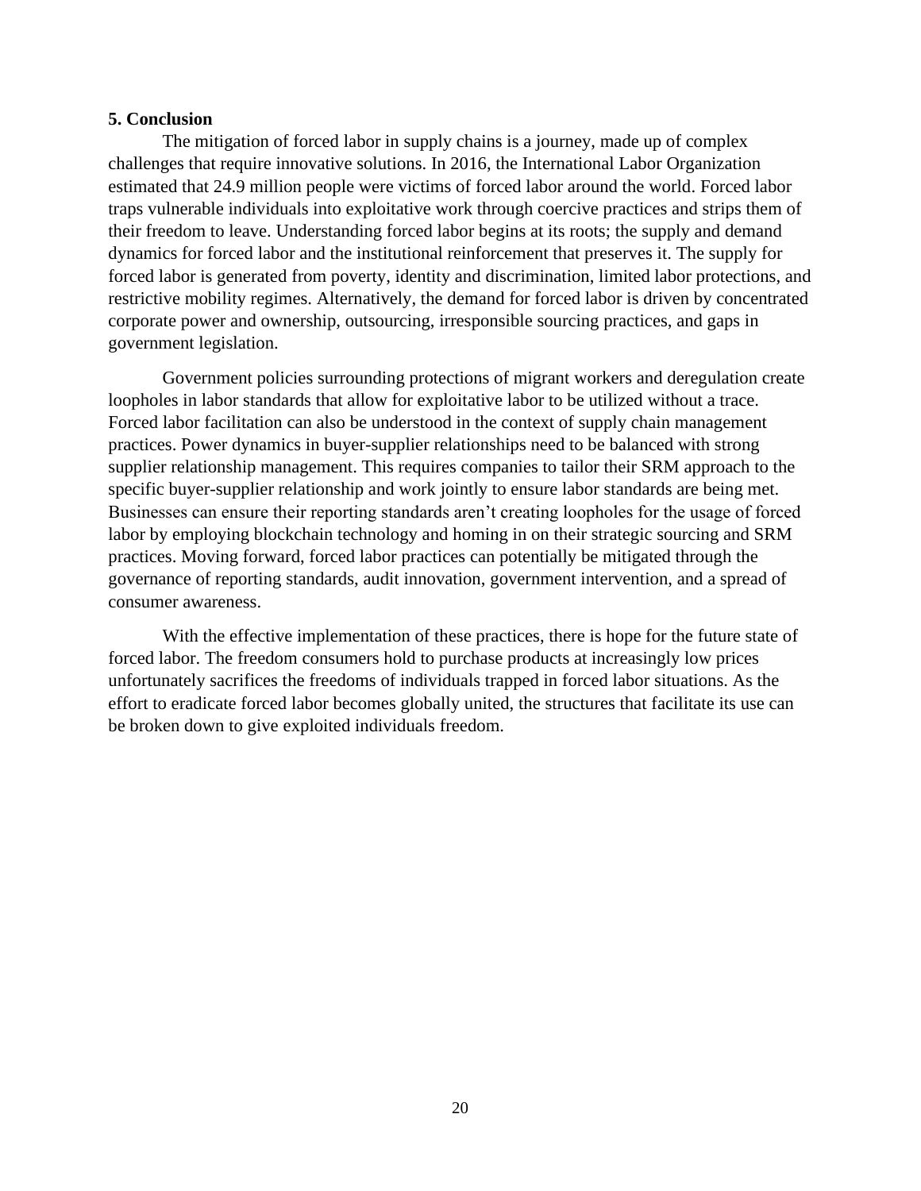**5. Conclusion**

The mitigation of forced labor in supply chains is a journey, made up of complex challenges that require innovative solutions. In 2016, the International Labor Organization estimated that 24.9 million people were victims of forced labor around the world. Forced labor traps vulnerable individuals into exploitative work through coercive practices and strips them of their freedom to leave. Understanding forced labor begins at its roots; the supply and demand dynamics for forced labor and the institutional reinforcement that preserves it. The supply for forced labor is generated from poverty, identity and discrimination, limited labor protections, and restrictive mobility regimes. Alternatively, the demand for forced labor is driven by concentrated corporate power and ownership, outsourcing, irresponsible sourcing practices, and gaps in government legislation.

Government policies surrounding protections of migrant workers and deregulation create loopholes in labor standards that allow for exploitative labor to be utilized without a trace. Forced labor facilitation can also be understood in the context of supply chain management practices. Power dynamics in buyer-supplier relationships need to be balanced with strong supplier relationship management. This requires companies to tailor their SRM approach to the specific buyer-supplier relationship and work jointly to ensure labor standards are being met. Businesses can ensure their reporting standards aren't creating loopholes for the usage of forced labor by employing blockchain technology and homing in on their strategic sourcing and SRM practices. Moving forward, forced labor practices can potentially be mitigated through the governance of reporting standards, audit innovation, government intervention, and a spread of consumer awareness.

With the effective implementation of these practices, there is hope for the future state of forced labor. The freedom consumers hold to purchase products at increasingly low prices unfortunately sacrifices the freedoms of individuals trapped in forced labor situations. As the effort to eradicate forced labor becomes globally united, the structures that facilitate its use can be broken down to give exploited individuals freedom.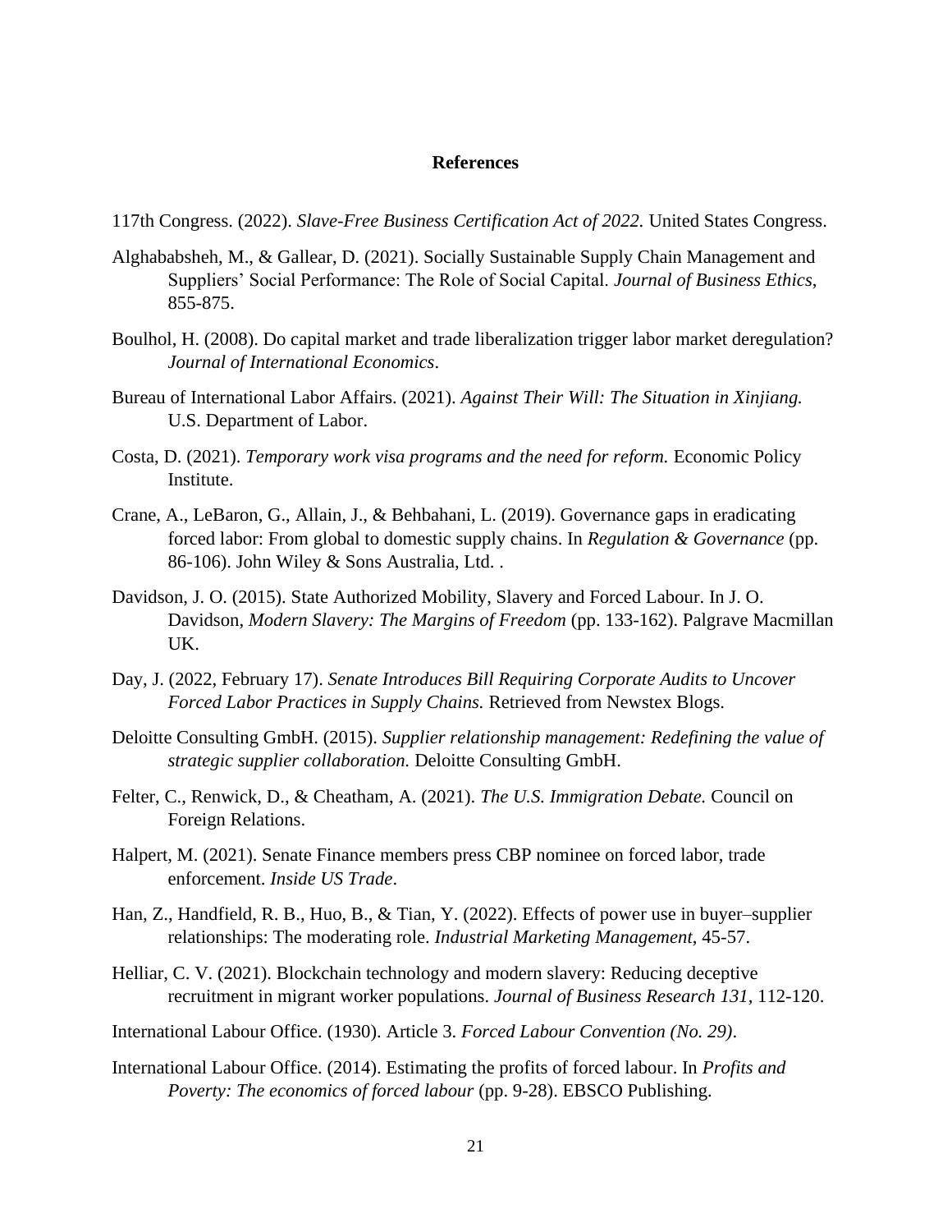**References**

117th Congress. (2022). *Slave-Free Business Certification Act of 2022.* United States Congress.

Alghababsheh, M., & Gallear, D. (2021). Socially Sustainable Supply Chain Management and Suppliers' Social Performance: The Role of Social Capital. *Journal of Business Ethics*, 855-875.

Boulhol, H. (2008). Do capital market and trade liberalization trigger labor market deregulation? *Journal of International Economics*.

Bureau of International Labor Affairs. (2021). *Against Their Will: The Situation in Xinjiang.* U.S. Department of Labor.

Costa, D. (2021). *Temporary work visa programs and the need for reform.* Economic Policy Institute.

Crane, A., LeBaron, G., Allain, J., & Behbahani, L. (2019). Governance gaps in eradicating forced labor: From global to domestic supply chains. In *Regulation & Governance* (pp. 86-106). John Wiley & Sons Australia, Ltd. .

Davidson, J. O. (2015). State Authorized Mobility, Slavery and Forced Labour. In J. O. Davidson, *Modern Slavery: The Margins of Freedom* (pp. 133-162). Palgrave Macmillan UK.

Day, J. (2022, February 17). *Senate Introduces Bill Requiring Corporate Audits to Uncover Forced Labor Practices in Supply Chains.* Retrieved from Newstex Blogs.

Deloitte Consulting GmbH. (2015). *Supplier relationship management: Redefining the value of strategic supplier collaboration.* Deloitte Consulting GmbH.

Felter, C., Renwick, D., & Cheatham, A. (2021). *The U.S. Immigration Debate.* Council on Foreign Relations.

Halpert, M. (2021). Senate Finance members press CBP nominee on forced labor, trade enforcement. *Inside US Trade*.

Han, Z., Handfield, R. B., Huo, B., & Tian, Y. (2022). Effects of power use in buyer–supplier relationships: The moderating role. *Industrial Marketing Management*, 45-57.

Helliar, C. V. (2021). Blockchain technology and modern slavery: Reducing deceptive recruitment in migrant worker populations. *Journal of Business Research 131*, 112-120.

International Labour Office. (1930). Article 3. *Forced Labour Convention (No. 29)*.

International Labour Office. (2014). Estimating the profits of forced labour. In *Profits and Poverty: The economics of forced labour* (pp. 9-28). EBSCO Publishing.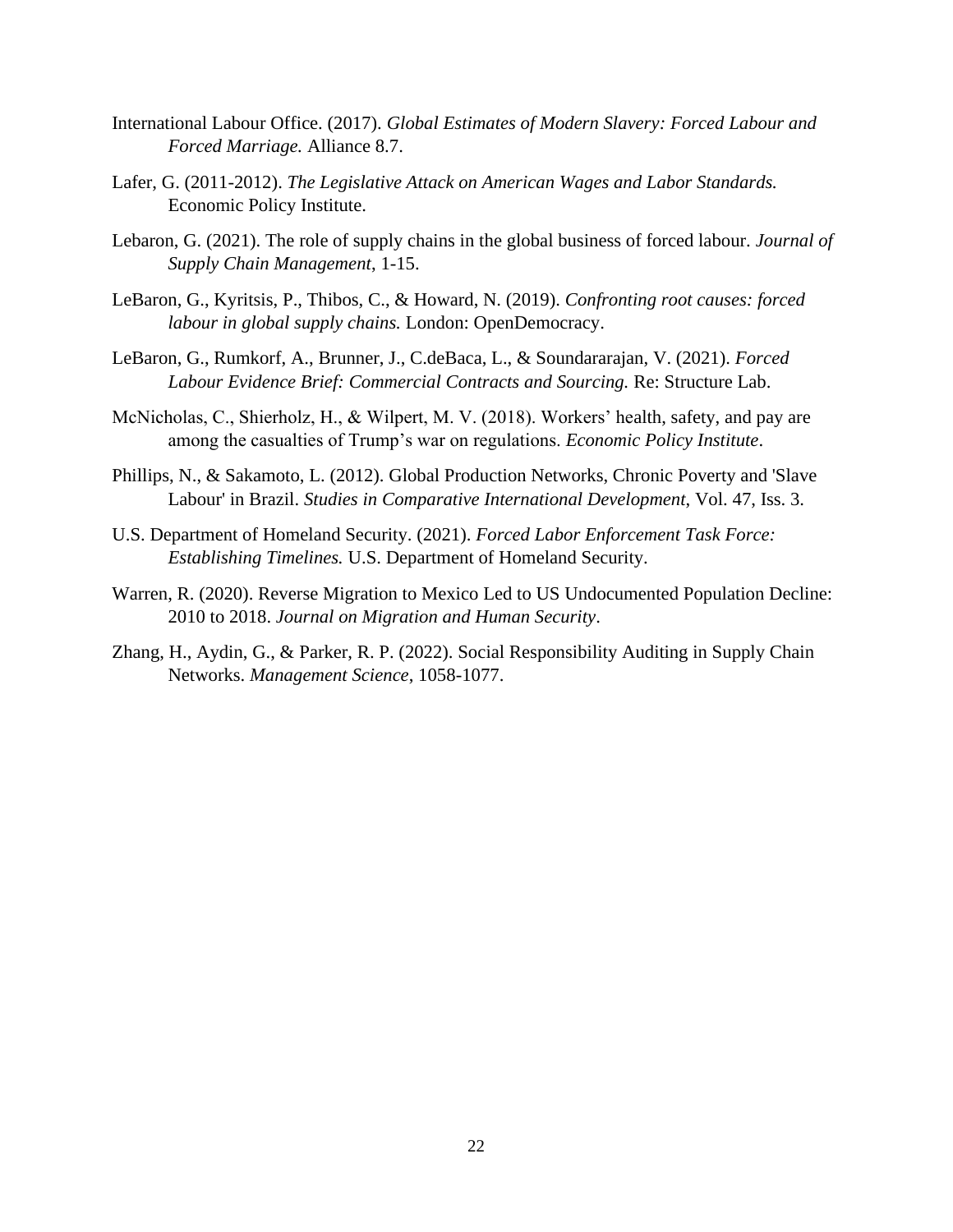International Labour Office. (2017). *Global Estimates of Modern Slavery: Forced Labour and Forced Marriage.* Alliance 8.7.

Lafer, G. (2011-2012). *The Legislative Attack on American Wages and Labor Standards.* Economic Policy Institute.

Lebaron, G. (2021). The role of supply chains in the global business of forced labour. *Journal of Supply Chain Management*, 1-15.

LeBaron, G., Kyritsis, P., Thibos, C., & Howard, N. (2019). *Confronting root causes: forced labour in global supply chains.* London: OpenDemocracy.

LeBaron, G., Rumkorf, A., Brunner, J., C.deBaca, L., & Soundararajan, V. (2021). *Forced Labour Evidence Brief: Commercial Contracts and Sourcing.* Re: Structure Lab.

McNicholas, C., Shierholz, H., & Wilpert, M. V. (2018). Workers' health, safety, and pay are among the casualties of Trump's war on regulations. *Economic Policy Institute*.

Phillips, N., & Sakamoto, L. (2012). Global Production Networks, Chronic Poverty and 'Slave Labour' in Brazil. *Studies in Comparative International Development*, Vol. 47, Iss. 3.

U.S. Department of Homeland Security. (2021). *Forced Labor Enforcement Task Force: Establishing Timelines.* U.S. Department of Homeland Security.

Warren, R. (2020). Reverse Migration to Mexico Led to US Undocumented Population Decline: 2010 to 2018. *Journal on Migration and Human Security*.

Zhang, H., Aydin, G., & Parker, R. P. (2022). Social Responsibility Auditing in Supply Chain Networks. *Management Science*, 1058-1077.